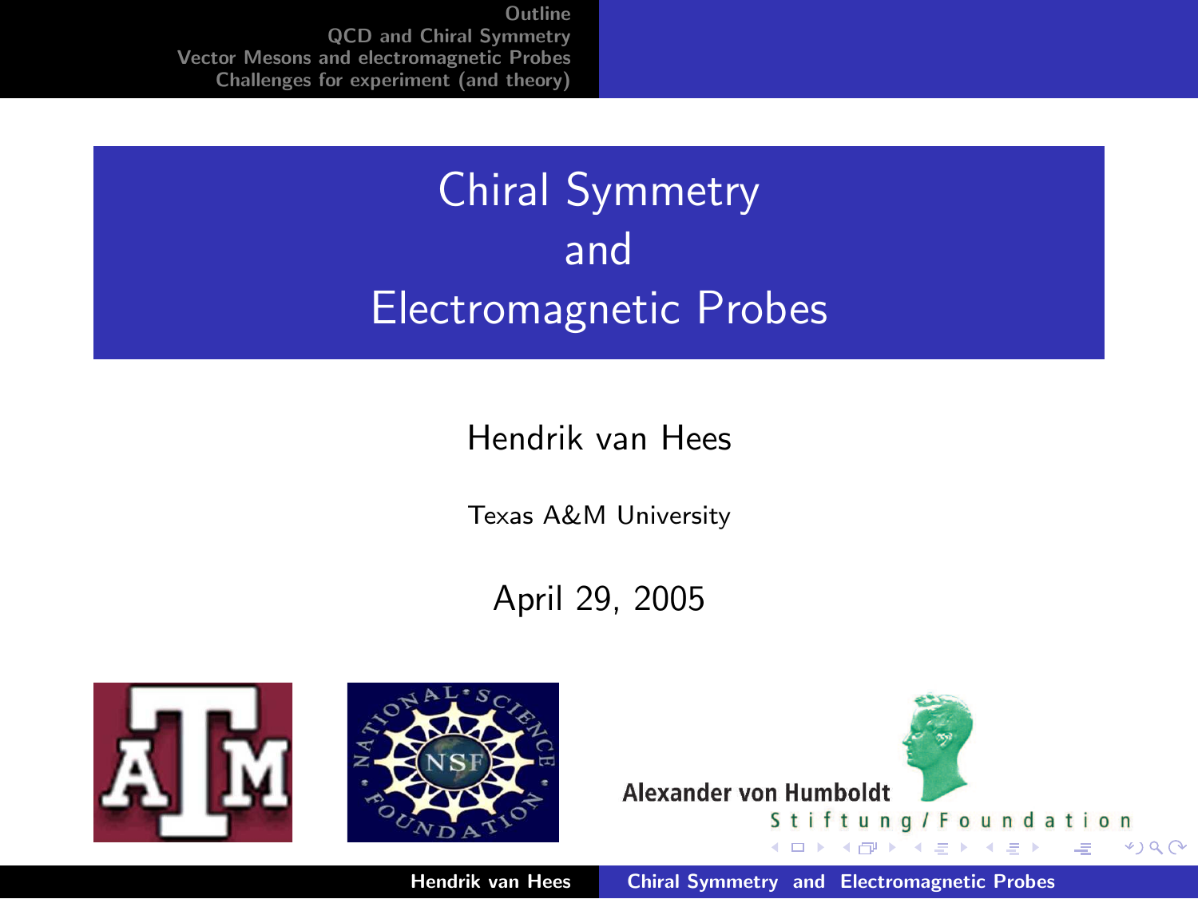# Chiral Symmetry and Electromagnetic Probes

Hendrik van Hees

Texas A&M University

April 29, 2005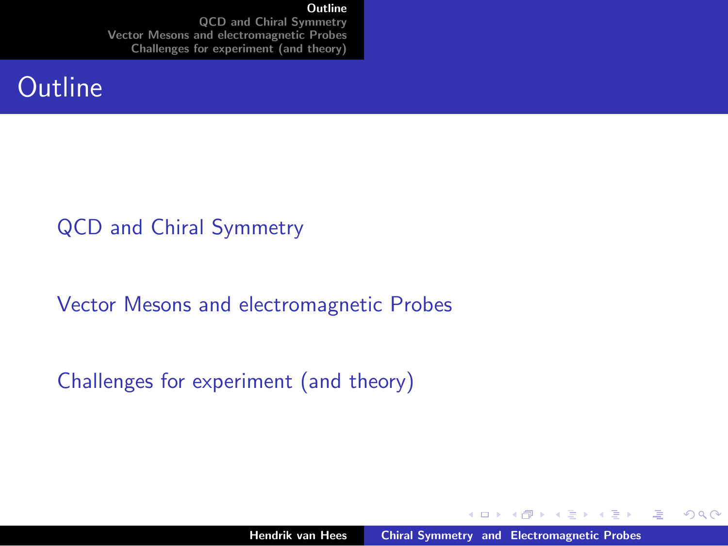# Outline

- QCD and Chiral Symmetry
- Vector Mesons and electromagnetic Probes
- Challenges for experiment (and theory)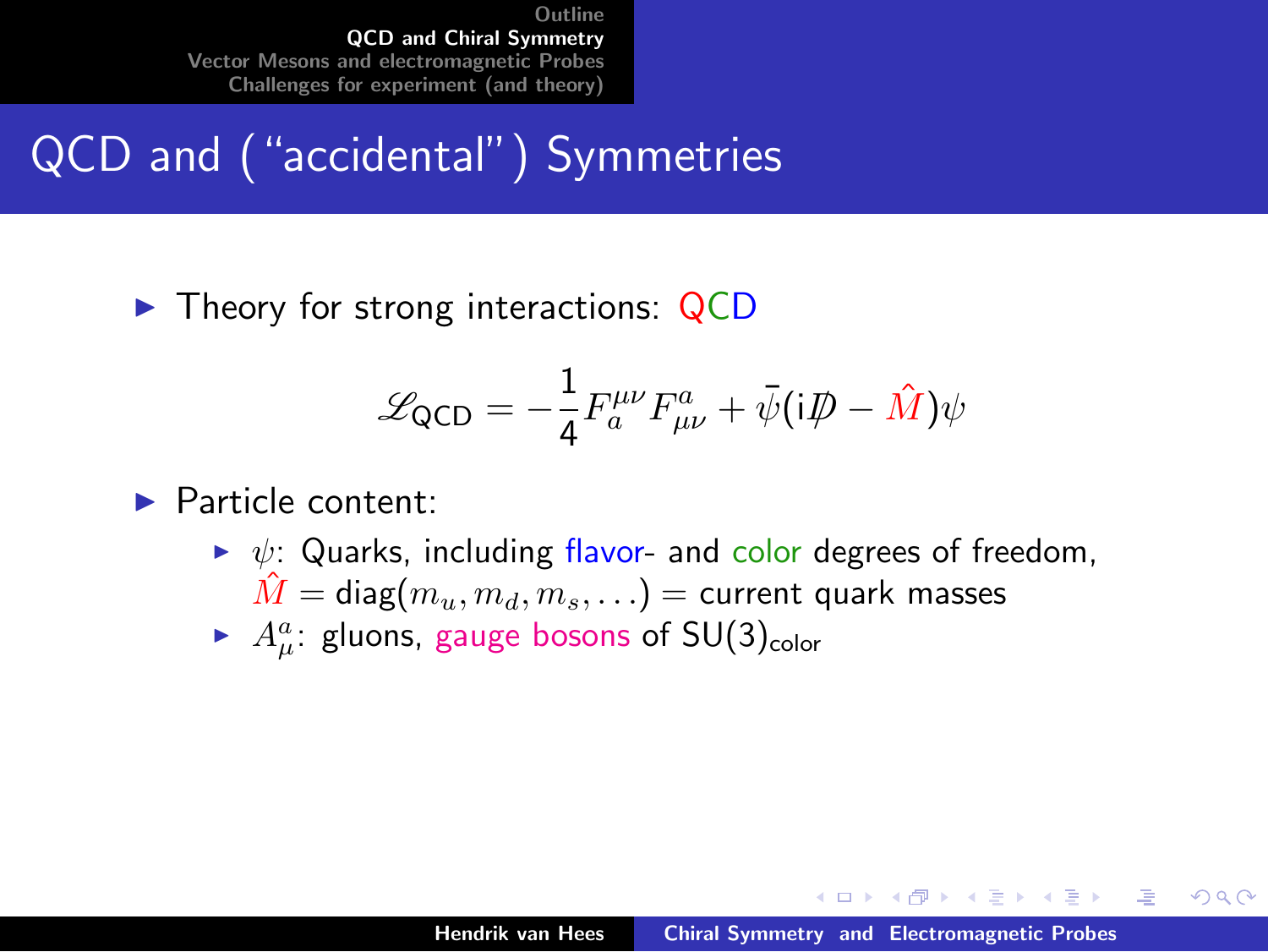# QCD and ("accidental") Symmetries

- Theory for strong interactions: QCD

$$\mathscr{L}_{\text{QCD}} = -\frac{1}{4} F_a^{\mu\nu} F_{\mu\nu}^a + \bar{\psi}(\mathrm{i}\not{D} - \hat{M})\psi$$

- Particle content:
  - $\psi$: Quarks, including flavor- and color degrees of freedom, $\hat{M} = \text{diag}(m_u, m_d, m_s, \ldots) =$ current quark masses
  - $A_\mu^a$: gluons, gauge bosons of $\text{SU}(3)_{\text{color}}$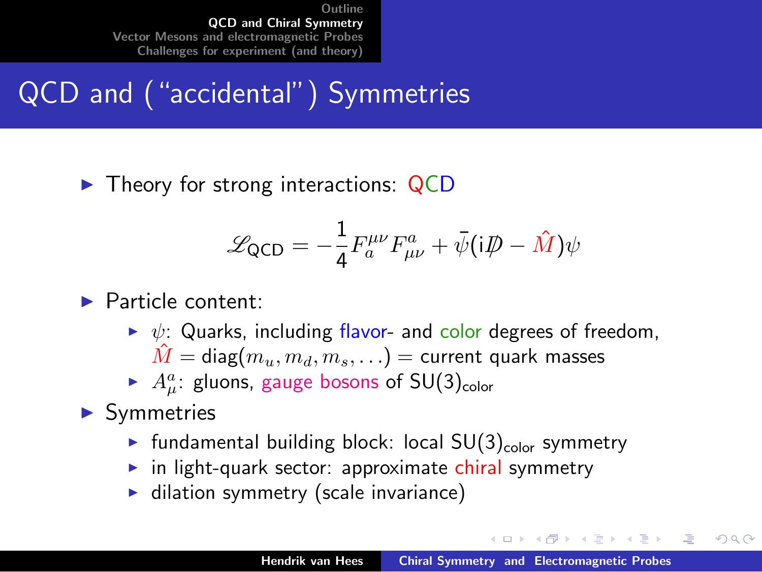# QCD and ("accidental") Symmetries

- Theory for strong interactions: QCD

$$\mathscr{L}_{\text{QCD}} = -\frac{1}{4} F_a^{\mu\nu} F^a_{\mu\nu} + \bar{\psi}(\mathrm{i}\not{D} - \hat{M})\psi$$

- Particle content:
  - $\psi$: Quarks, including flavor- and color degrees of freedom, $\hat{M} = \text{diag}(m_u, m_d, m_s, \ldots)$ = current quark masses
  - $A_\mu^a$: gluons, gauge bosons of $\text{SU}(3)_{\text{color}}$
- Symmetries
  - fundamental building block: local $\text{SU}(3)_{\text{color}}$ symmetry
  - in light-quark sector: approximate chiral symmetry
  - dilation symmetry (scale invariance)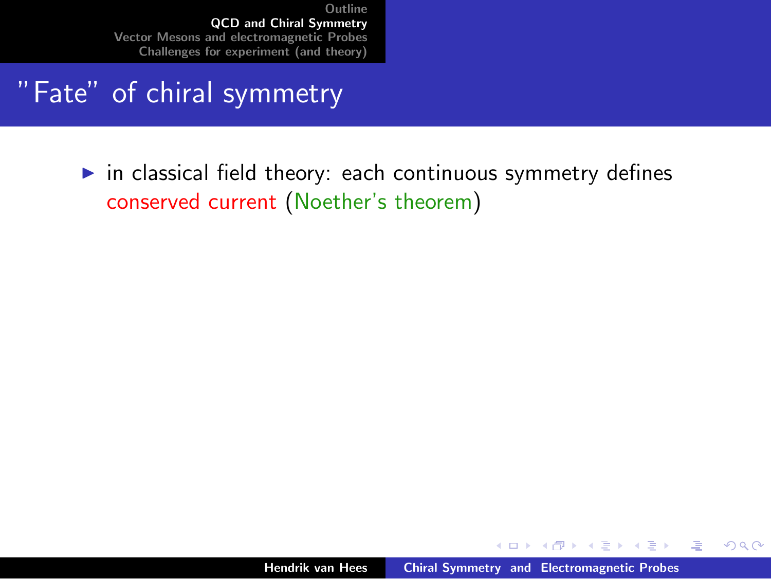# "Fate" of chiral symmetry

- in classical field theory: each continuous symmetry defines conserved current (Noether's theorem)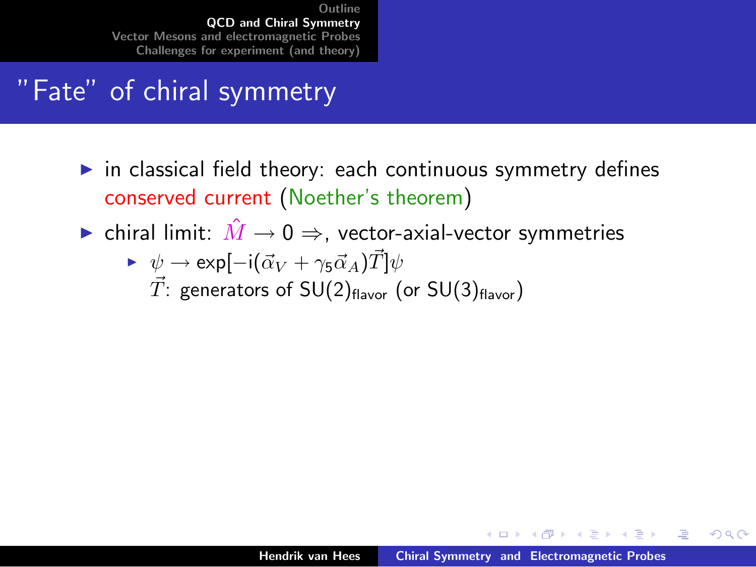# "Fate" of chiral symmetry

- in classical field theory: each continuous symmetry defines conserved current (Noether's theorem)
- chiral limit: $\hat{M} \rightarrow 0 \Rightarrow$, vector-axial-vector symmetries
  - $\psi \rightarrow \exp[-\mathrm{i}(\vec{\alpha}_V + \gamma_5 \vec{\alpha}_A)\vec{T}]\psi$
    $\vec{T}$: generators of $\mathrm{SU}(2)_{\text{flavor}}$ (or $\mathrm{SU}(3)_{\text{flavor}}$)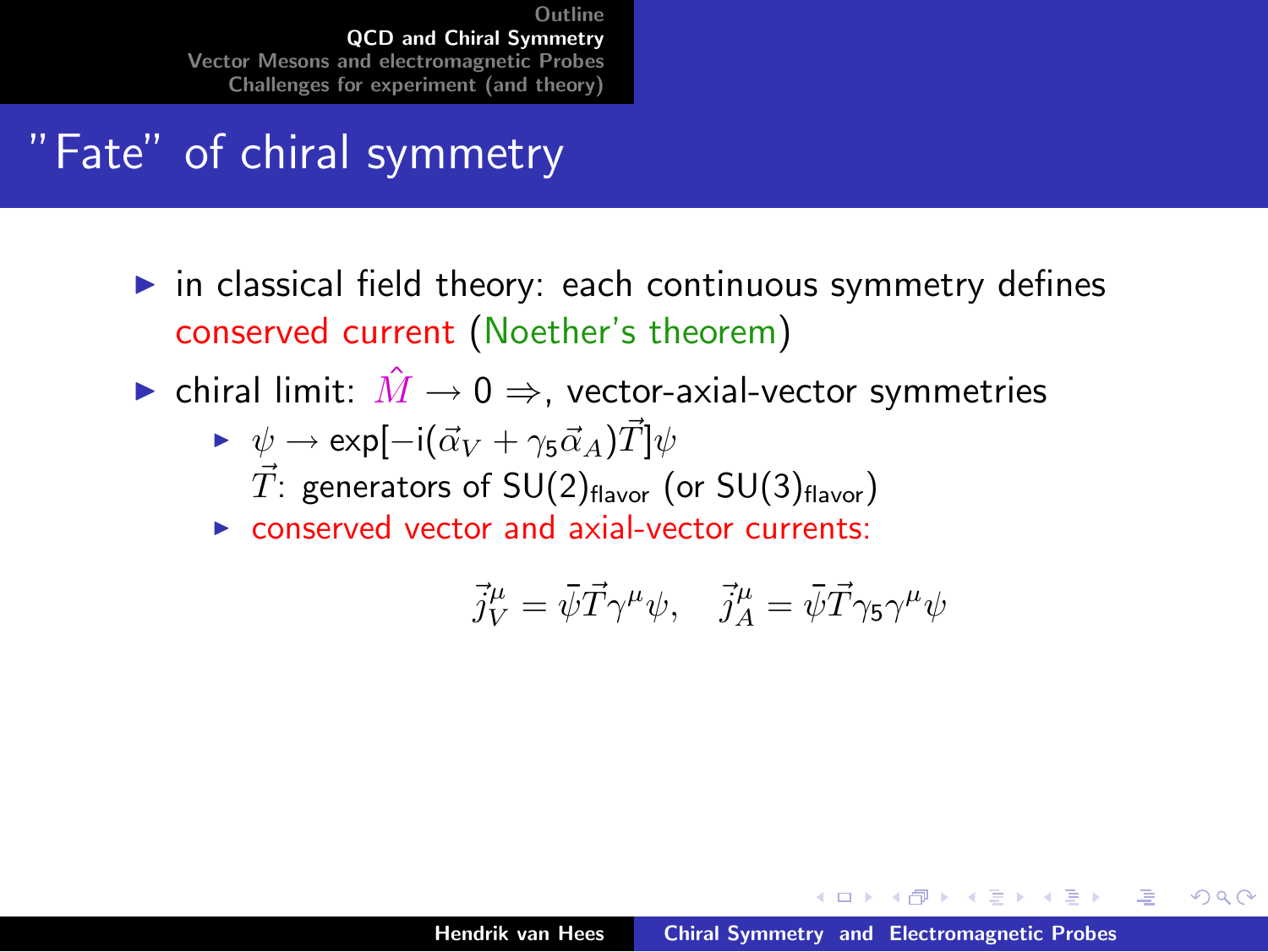# "Fate" of chiral symmetry

- in classical field theory: each continuous symmetry defines conserved current (Noether's theorem)
- chiral limit: $\hat{M} \rightarrow 0 \Rightarrow$, vector-axial-vector symmetries
  - $\psi \rightarrow \exp[-\mathrm{i}(\vec{\alpha}_V + \gamma_5 \vec{\alpha}_A)\vec{T}]\psi$
    $\vec{T}$: generators of $\mathrm{SU}(2)_{\text{flavor}}$ (or $\mathrm{SU}(3)_{\text{flavor}}$)
  - conserved vector and axial-vector currents:

$$\vec{j}_V^{\mu} = \bar{\psi}\vec{T}\gamma^{\mu}\psi, \quad \vec{j}_A^{\mu} = \bar{\psi}\vec{T}\gamma_5\gamma^{\mu}\psi$$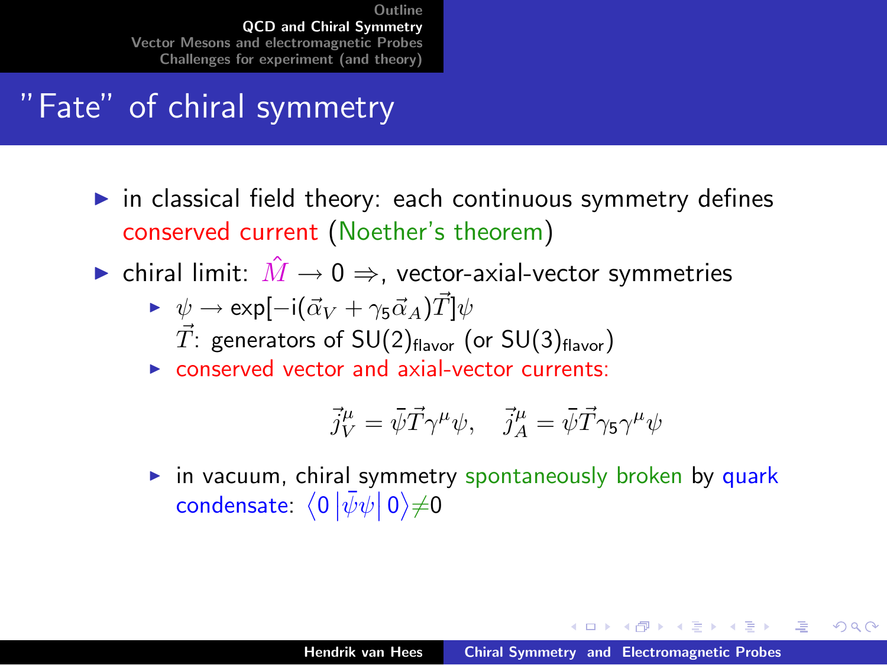# "Fate" of chiral symmetry

- in classical field theory: each continuous symmetry defines conserved current (Noether's theorem)
- chiral limit: $\hat{M} \to 0 \Rightarrow$, vector-axial-vector symmetries
  - $\psi \to \exp[-\mathrm{i}(\vec{\alpha}_V + \gamma_5 \vec{\alpha}_A)\vec{T}]\psi$
    $\vec{T}$: generators of $\mathrm{SU}(2)_{\text{flavor}}$ (or $\mathrm{SU}(3)_{\text{flavor}}$)
  - conserved vector and axial-vector currents:

    $$\vec{j}_V^\mu = \bar{\psi}\vec{T}\gamma^\mu\psi, \quad \vec{j}_A^\mu = \bar{\psi}\vec{T}\gamma_5\gamma^\mu\psi$$

  - in vacuum, chiral symmetry spontaneously broken by quark condensate: $\langle 0 \left| \bar{\psi}\psi \right| 0 \rangle \neq 0$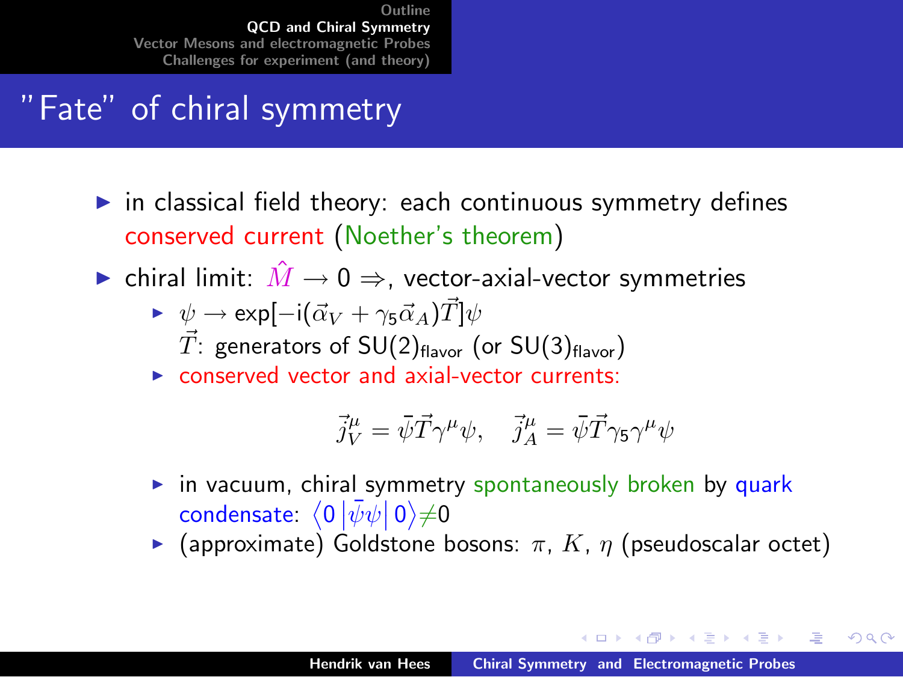# "Fate" of chiral symmetry

- in classical field theory: each continuous symmetry defines conserved current (Noether's theorem)
- chiral limit: $\hat{M} \to 0 \Rightarrow$, vector-axial-vector symmetries
  - $\psi \to \exp[-\mathrm{i}(\vec{\alpha}_V + \gamma_5 \vec{\alpha}_A)\vec{T}]\psi$
    $\vec{T}$: generators of $SU(2)_{\text{flavor}}$ (or $SU(3)_{\text{flavor}}$)
  - conserved vector and axial-vector currents:

$$\vec{j}_V^\mu = \bar{\psi}\vec{T}\gamma^\mu\psi, \quad \vec{j}_A^\mu = \bar{\psi}\vec{T}\gamma_5\gamma^\mu\psi$$

  - in vacuum, chiral symmetry spontaneously broken by quark condensate: $\langle 0 \left| \bar{\psi}\psi \right| 0 \rangle \neq 0$
  - (approximate) Goldstone bosons: $\pi$, $K$, $\eta$ (pseudoscalar octet)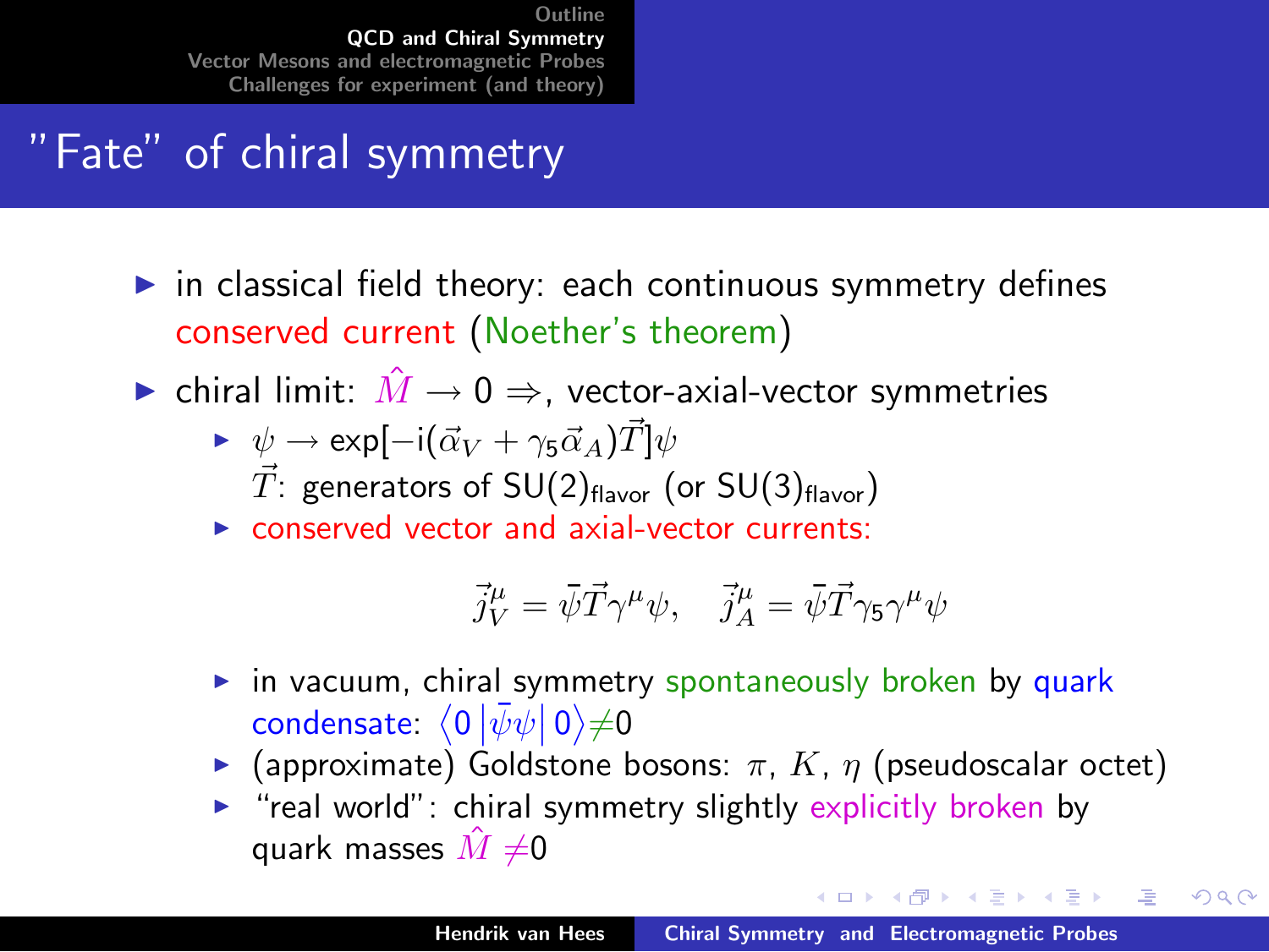## "Fate" of chiral symmetry

- in classical field theory: each continuous symmetry defines conserved current (Noether's theorem)
- chiral limit: $\hat{M} \rightarrow 0 \Rightarrow$, vector-axial-vector symmetries
  - $\psi \rightarrow \exp[-\mathrm{i}(\vec{\alpha}_V + \gamma_5 \vec{\alpha}_A)\vec{T}]\psi$
    $\vec{T}$: generators of $\mathrm{SU}(2)_{\text{flavor}}$ (or $\mathrm{SU}(3)_{\text{flavor}}$)
  - conserved vector and axial-vector currents:

$$\vec{j}_V^{\mu} = \bar{\psi}\vec{T}\gamma^{\mu}\psi, \quad \vec{j}_A^{\mu} = \bar{\psi}\vec{T}\gamma_5\gamma^{\mu}\psi$$

  - in vacuum, chiral symmetry spontaneously broken by quark condensate: $\langle 0 \left| \bar{\psi}\psi \right| 0 \rangle \neq 0$
  - (approximate) Goldstone bosons: $\pi$, $K$, $\eta$ (pseudoscalar octet)
  - "real world": chiral symmetry slightly explicitly broken by quark masses $\hat{M} \neq 0$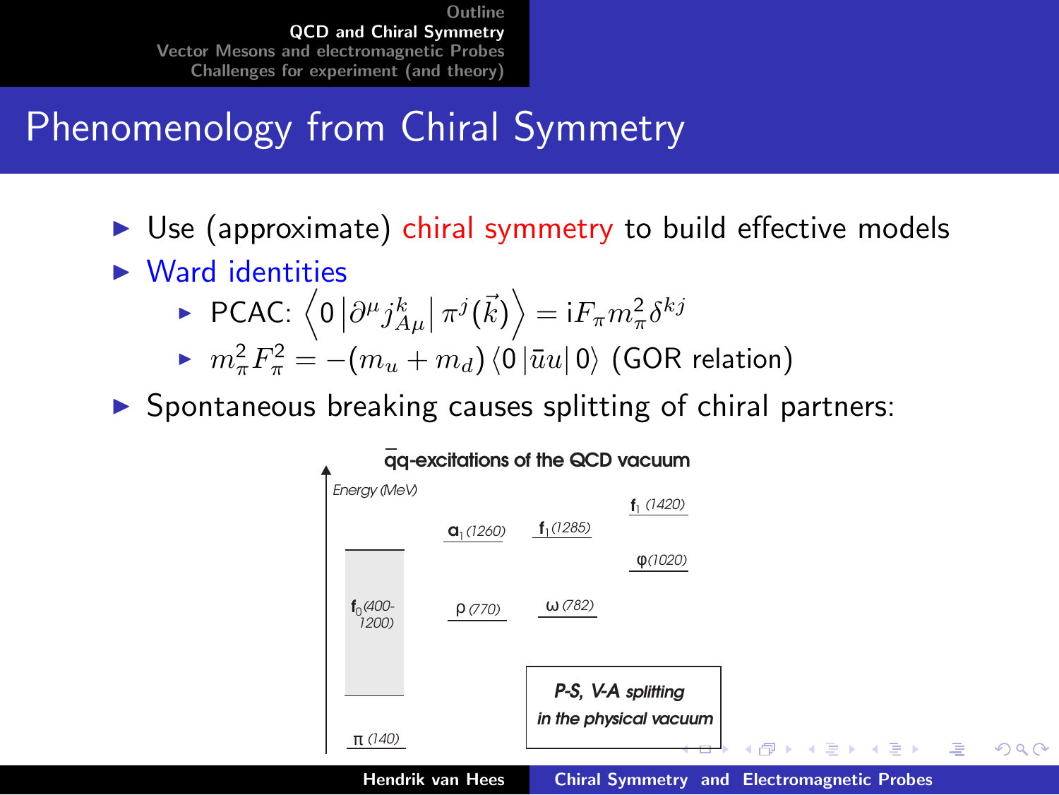# Phenomenology from Chiral Symmetry

- Use (approximate) chiral symmetry to build effective models
- Ward identities
  - PCAC: $\left\langle 0 \left| \partial^\mu j_{A\mu}^k \right| \pi^j(\vec{k}) \right\rangle = \mathrm{i} F_\pi m_\pi^2 \delta^{kj}$
  - $m_\pi^2 F_\pi^2 = -(m_u + m_d) \langle 0 | \bar{u}u | 0 \rangle$ (GOR relation)
- Spontaneous breaking causes splitting of chiral partners:

$\bar{q}q$-excitations of the QCD vacuum

Energy (MeV)

| | | | |
|---|---|---|---|
| | $a_1$ (1260) | $f_1$ (1285) | $f_1$ (1420) |
| | | | $\varphi$(1020) |
| $f_0$(400-1200) | $\rho$ (770) | $\omega$ (782) | |
| $\pi$ (140) | | | |

*P-S, V-A splitting in the physical vacuum*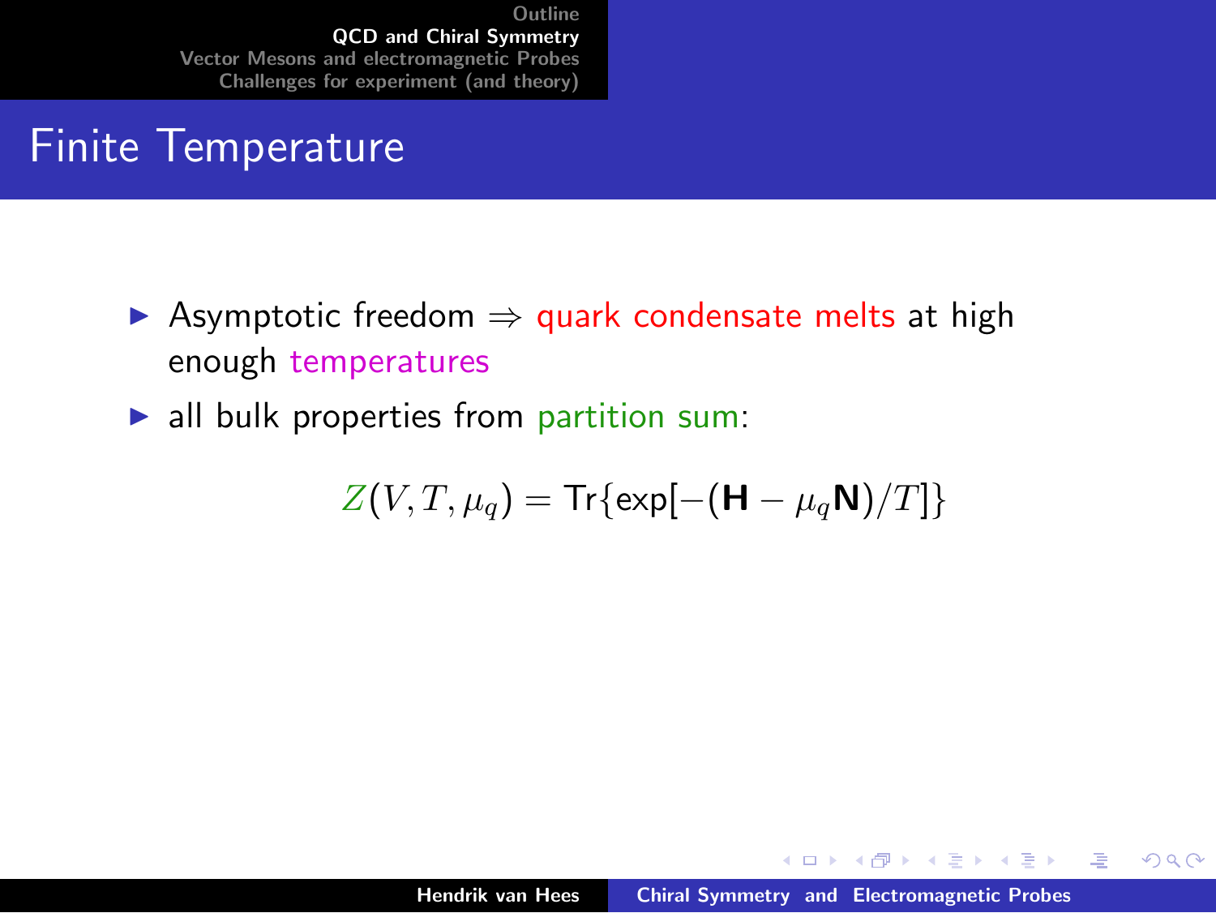# Finite Temperature

- Asymptotic freedom ⇒ quark condensate melts at high enough temperatures
- all bulk properties from partition sum:

$$Z(V, T, \mu_q) = \mathrm{Tr}\{\exp[-(\mathbf{H} - \mu_q \mathbf{N})/T]\}$$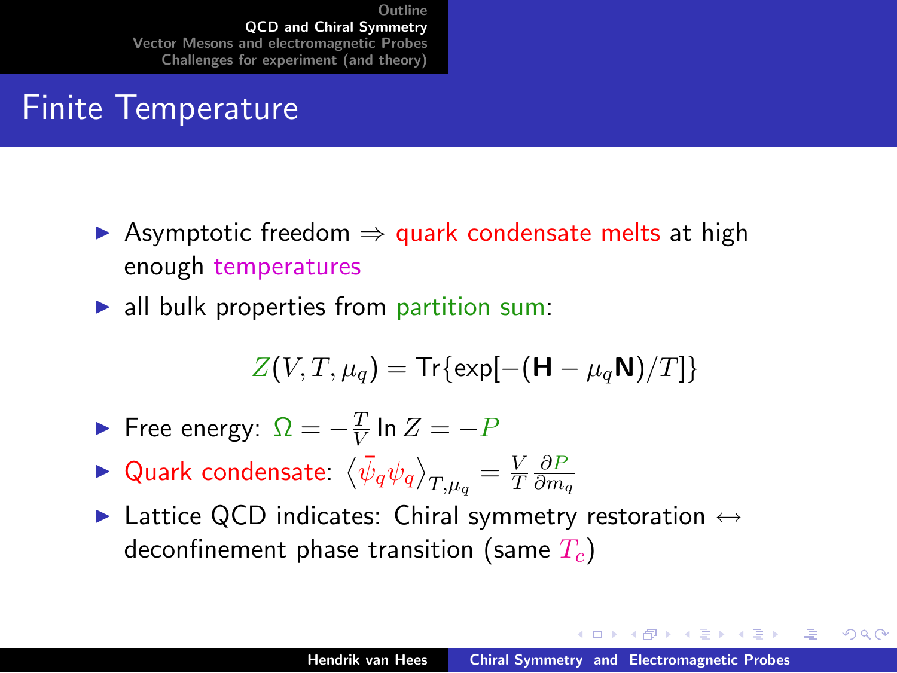# Finite Temperature

- Asymptotic freedom $\Rightarrow$ quark condensate melts at high enough temperatures
- all bulk properties from partition sum:

$$Z(V, T, \mu_q) = \text{Tr}\{\exp[-(\mathbf{H} - \mu_q \mathbf{N})/T]\}$$

- Free energy: $\Omega = -\frac{T}{V} \ln Z = -P$
- Quark condensate: $\langle \bar{\psi}_q \psi_q \rangle_{T,\mu_q} = \frac{V}{T} \frac{\partial P}{\partial m_q}$
- Lattice QCD indicates: Chiral symmetry restoration $\leftrightarrow$ deconfinement phase transition (same $T_c$)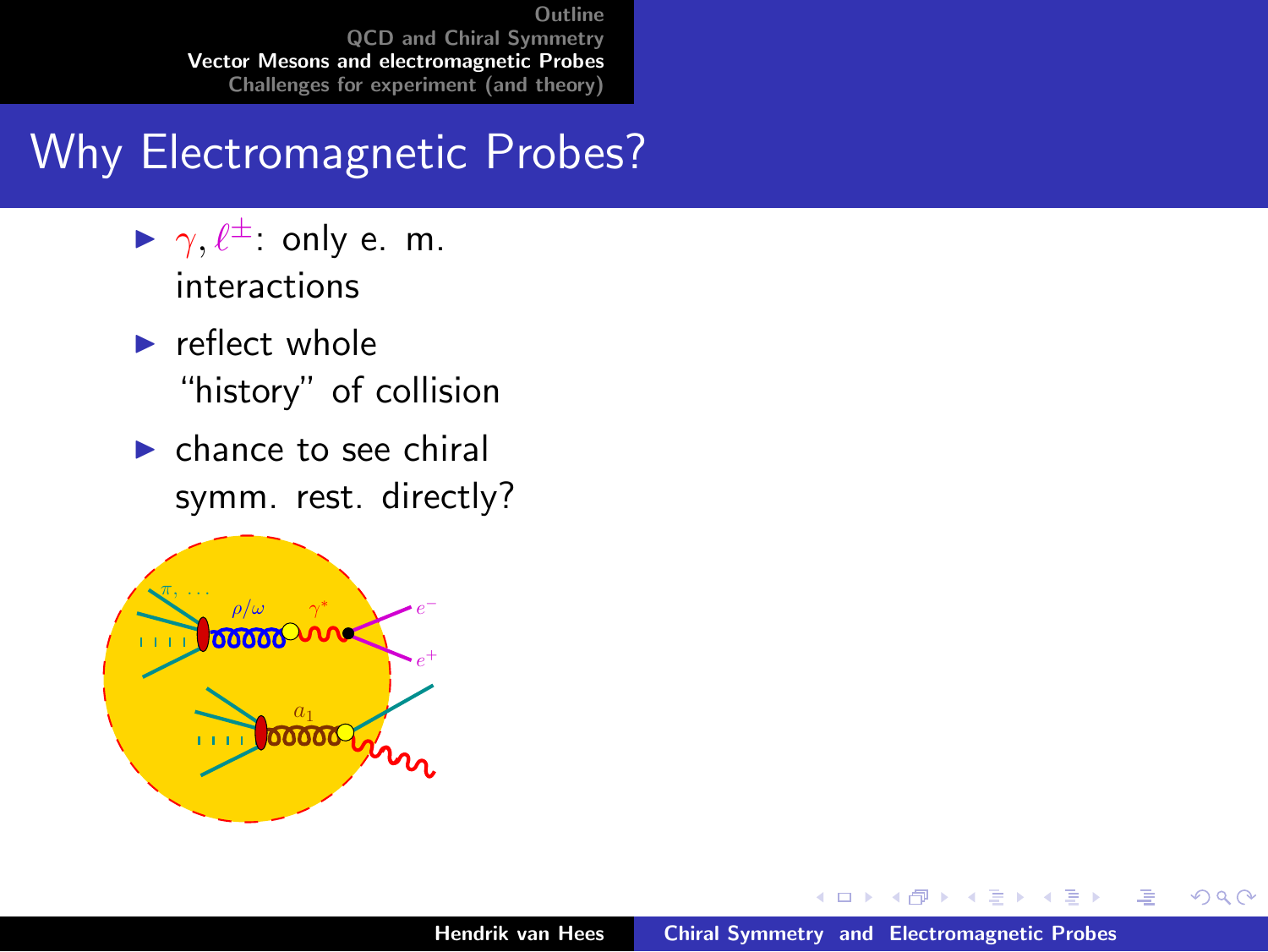# Why Electromagnetic Probes?

- $\gamma, \ell^{\pm}$: only e. m. interactions
- reflect whole "history" of collision
- chance to see chiral symm. rest. directly?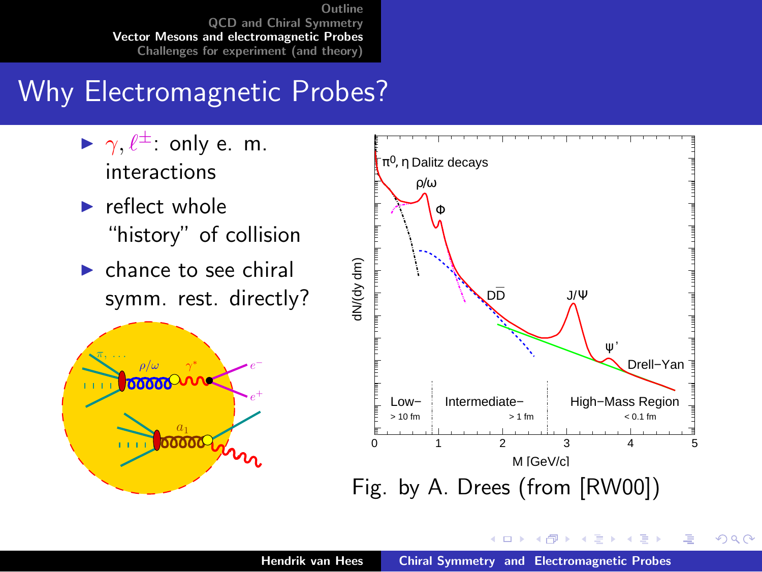# Why Electromagnetic Probes?

- $\gamma, \ell^{\pm}$: only e. m. interactions
- reflect whole "history" of collision
- chance to see chiral symm. rest. directly?

Fig. by A. Drees (from [RW00])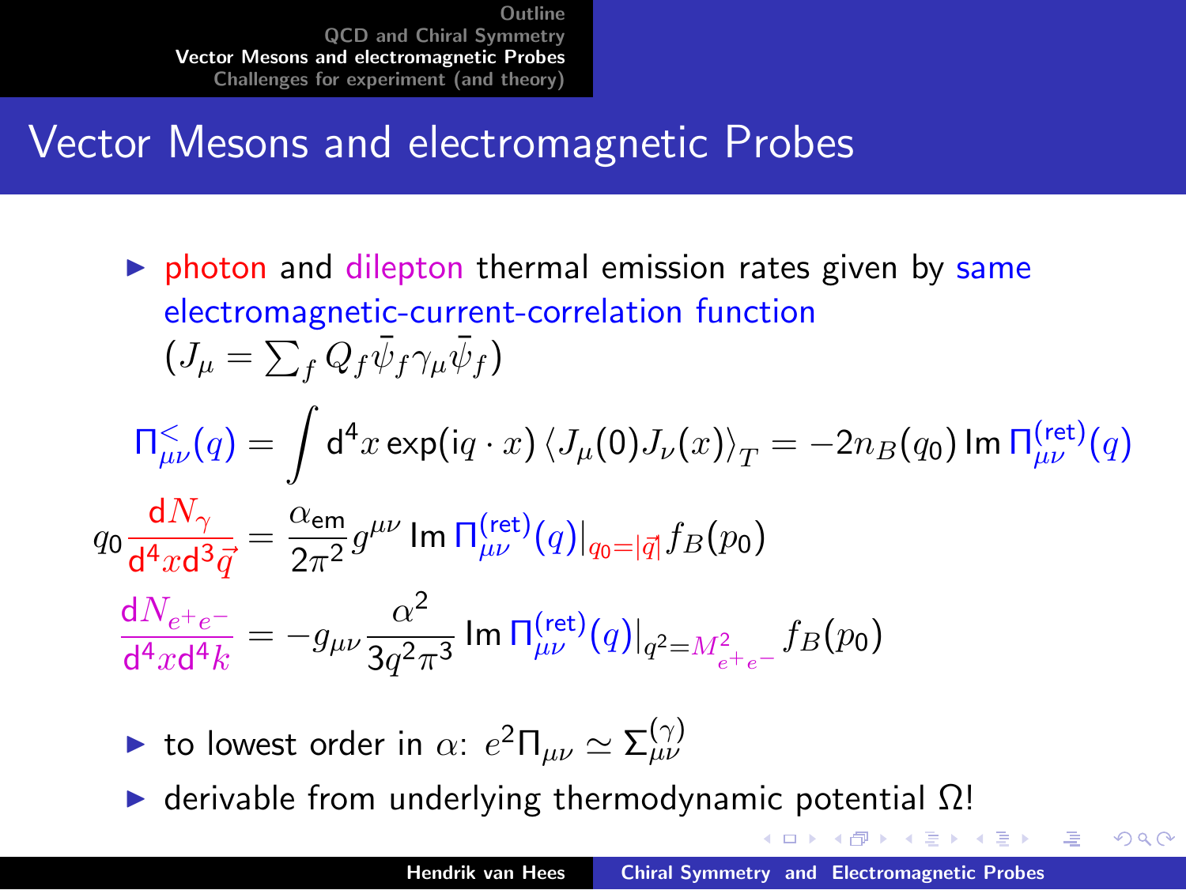# Vector Mesons and electromagnetic Probes

- photon and dilepton thermal emission rates given by same electromagnetic-current-correlation function ($J_\mu = \sum_f Q_f \bar{\psi}_f \gamma_\mu \bar{\psi}_f$)

$$\Pi^{<}_{\mu\nu}(q) = \int \mathrm{d}^4 x \exp(\mathrm{i} q \cdot x) \left\langle J_\mu(0) J_\nu(x) \right\rangle_T = -2 n_B(q_0) \operatorname{Im} \Pi^{(\text{ret})}_{\mu\nu}(q)$$

$$q_0 \frac{\mathrm{d}N_\gamma}{\mathrm{d}^4 x \mathrm{d}^3 \vec{q}} = \frac{\alpha_{\text{em}}}{2\pi^2} g^{\mu\nu} \operatorname{Im} \Pi^{(\text{ret})}_{\mu\nu}(q)|_{q_0 = |\vec{q}|} f_B(p_0)$$

$$\frac{\mathrm{d}N_{e^+e^-}}{\mathrm{d}^4 x \mathrm{d}^4 k} = -g_{\mu\nu} \frac{\alpha^2}{3 q^2 \pi^3} \operatorname{Im} \Pi^{(\text{ret})}_{\mu\nu}(q)|_{q^2 = M^2_{e^+e^-}} f_B(p_0)$$

- to lowest order in $\alpha$: $e^2 \Pi_{\mu\nu} \simeq \Sigma^{(\gamma)}_{\mu\nu}$
- derivable from underlying thermodynamic potential $\Omega$!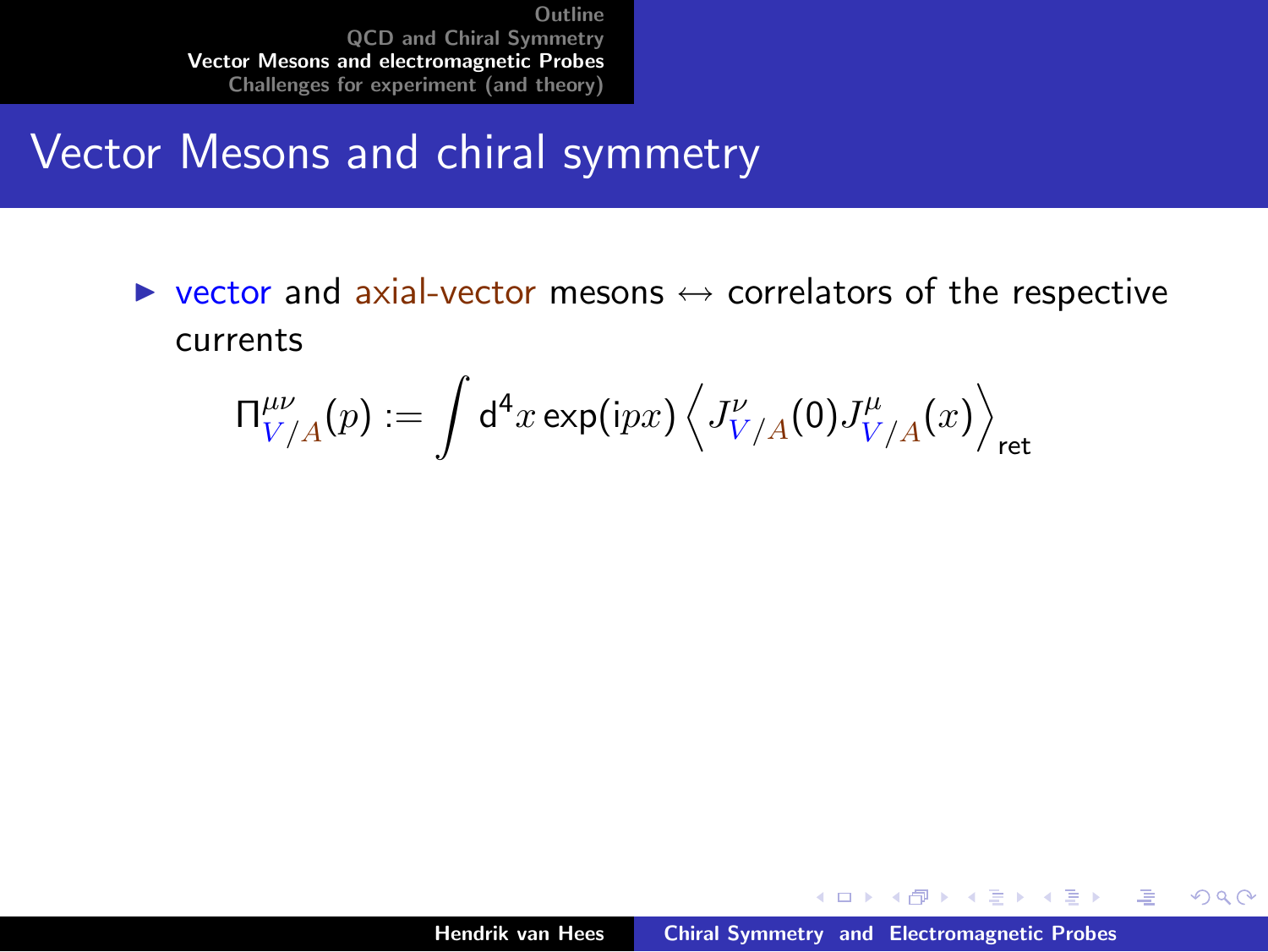# Vector Mesons and chiral symmetry

- vector and axial-vector mesons $\leftrightarrow$ correlators of the respective currents

$$\Pi^{\mu\nu}_{V/A}(p) := \int \mathrm{d}^4 x \exp(\mathrm{i}px) \left\langle J^{\nu}_{V/A}(0) J^{\mu}_{V/A}(x) \right\rangle_{\text{ret}}$$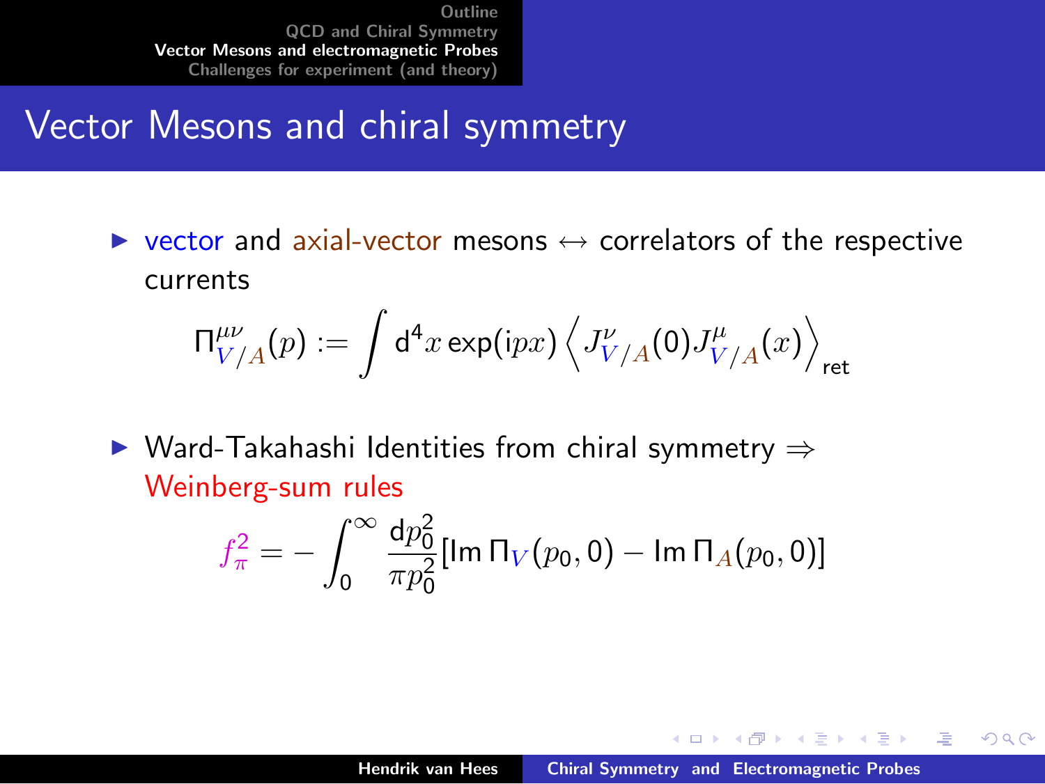# Vector Mesons and chiral symmetry

- vector and axial-vector mesons ↔ correlators of the respective currents

$$\Pi^{\mu\nu}_{V/A}(p) := \int \mathrm{d}^4 x \exp(\mathrm{i}px) \left\langle J^{\nu}_{V/A}(0) J^{\mu}_{V/A}(x) \right\rangle_{\text{ret}}$$

- Ward-Takahashi Identities from chiral symmetry ⇒ Weinberg-sum rules

$$f_\pi^2 = -\int_0^\infty \frac{\mathrm{d}p_0^2}{\pi p_0^2} [\mathrm{Im}\, \Pi_V(p_0, 0) - \mathrm{Im}\, \Pi_A(p_0, 0)]$$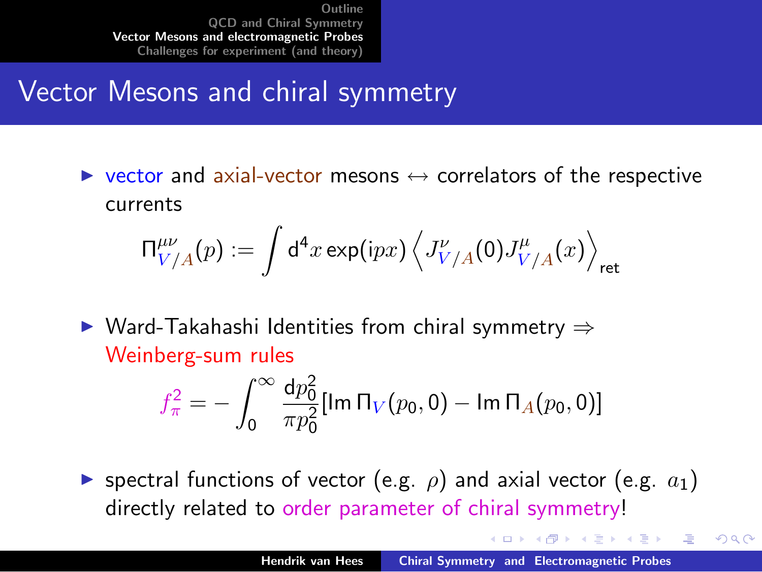# Vector Mesons and chiral symmetry

- vector and axial-vector mesons $\leftrightarrow$ correlators of the respective currents

$$\Pi^{\mu\nu}_{V/A}(p) := \int \mathrm{d}^4 x \exp(\mathrm{i}px) \left\langle J^{\nu}_{V/A}(0) J^{\mu}_{V/A}(x) \right\rangle_{\text{ret}}$$

- Ward-Takahashi Identities from chiral symmetry $\Rightarrow$ Weinberg-sum rules

$$f_\pi^2 = -\int_0^\infty \frac{\mathrm{d}p_0^2}{\pi p_0^2} [\mathrm{Im}\, \Pi_V(p_0, 0) - \mathrm{Im}\, \Pi_A(p_0, 0)]$$

- spectral functions of vector (e.g. $\rho$) and axial vector (e.g. $a_1$) directly related to order parameter of chiral symmetry!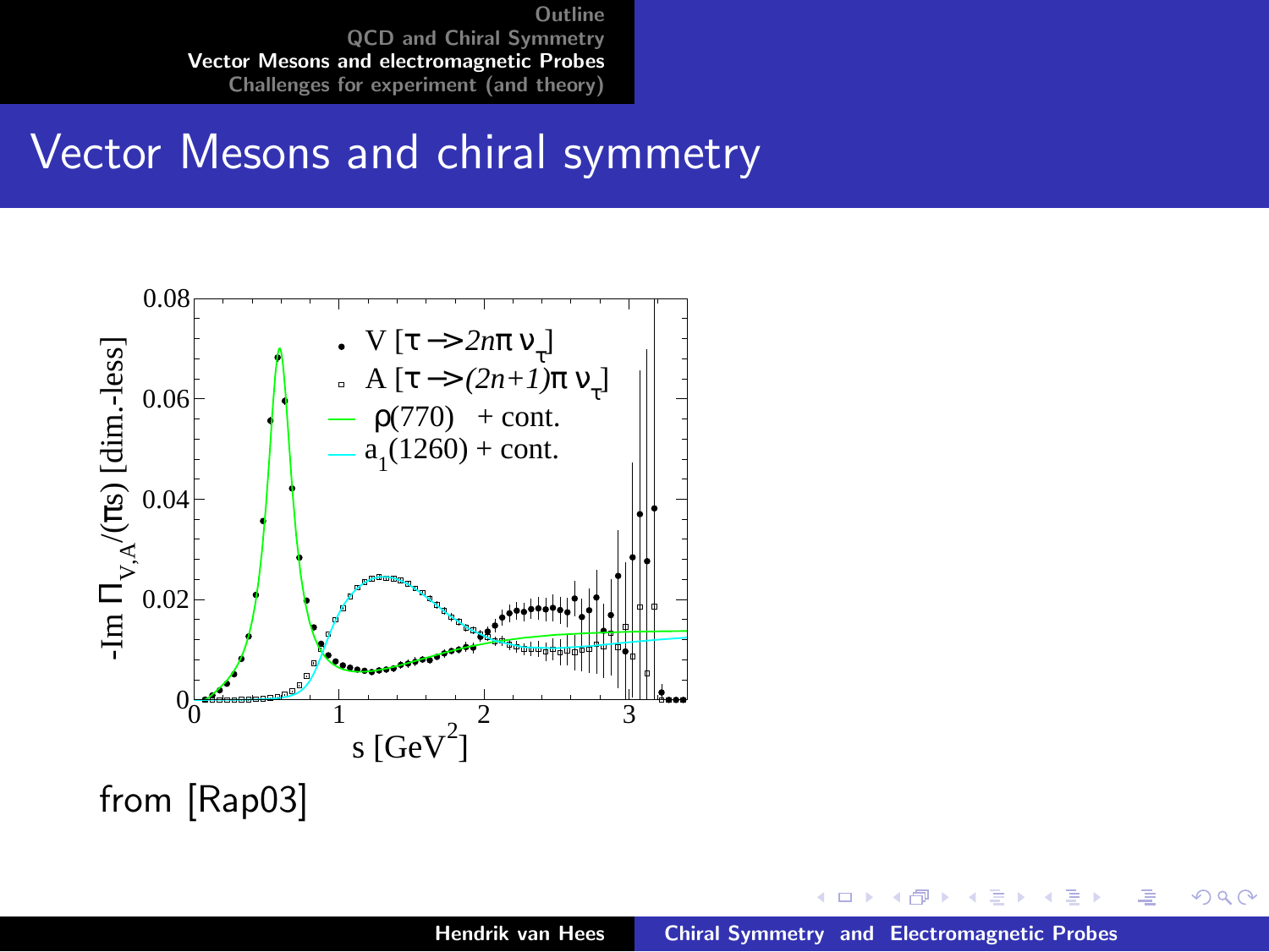# Vector Mesons and chiral symmetry

from [Rap03]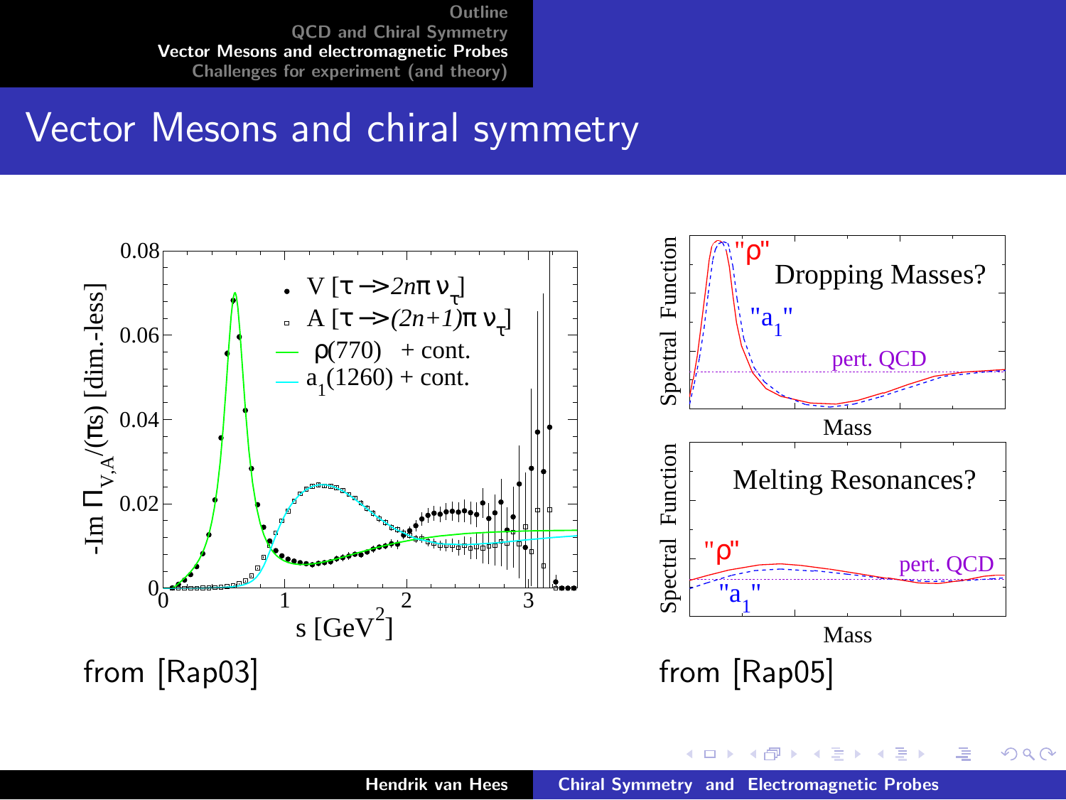# Vector Mesons and chiral symmetry

from [Rap03]

from [Rap05]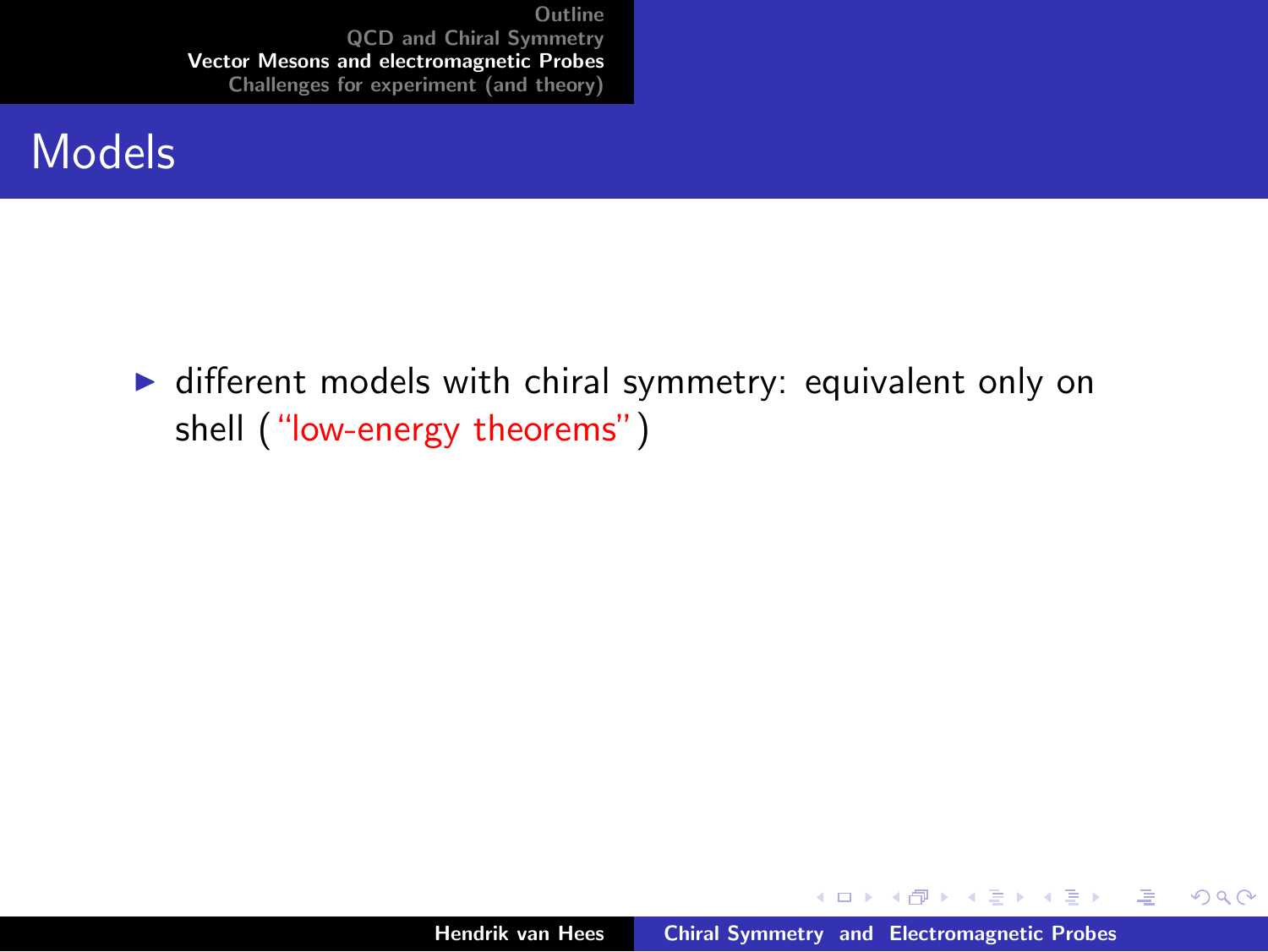## Models

- different models with chiral symmetry: equivalent only on shell ("low-energy theorems")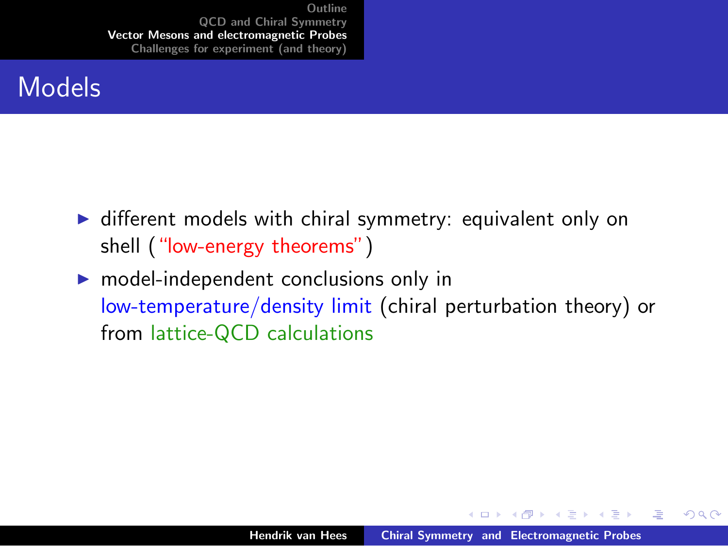# Models

- different models with chiral symmetry: equivalent only on shell ("low-energy theorems")
- model-independent conclusions only in low-temperature/density limit (chiral perturbation theory) or from lattice-QCD calculations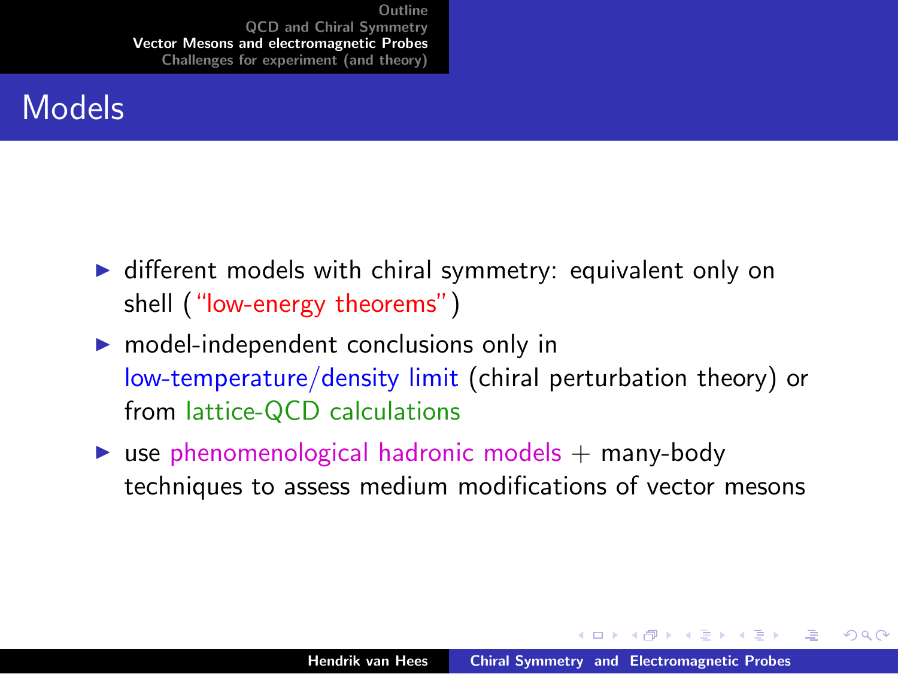# Models

- different models with chiral symmetry: equivalent only on shell ("low-energy theorems")
- model-independent conclusions only in low-temperature/density limit (chiral perturbation theory) or from lattice-QCD calculations
- use phenomenological hadronic models + many-body techniques to assess medium modifications of vector mesons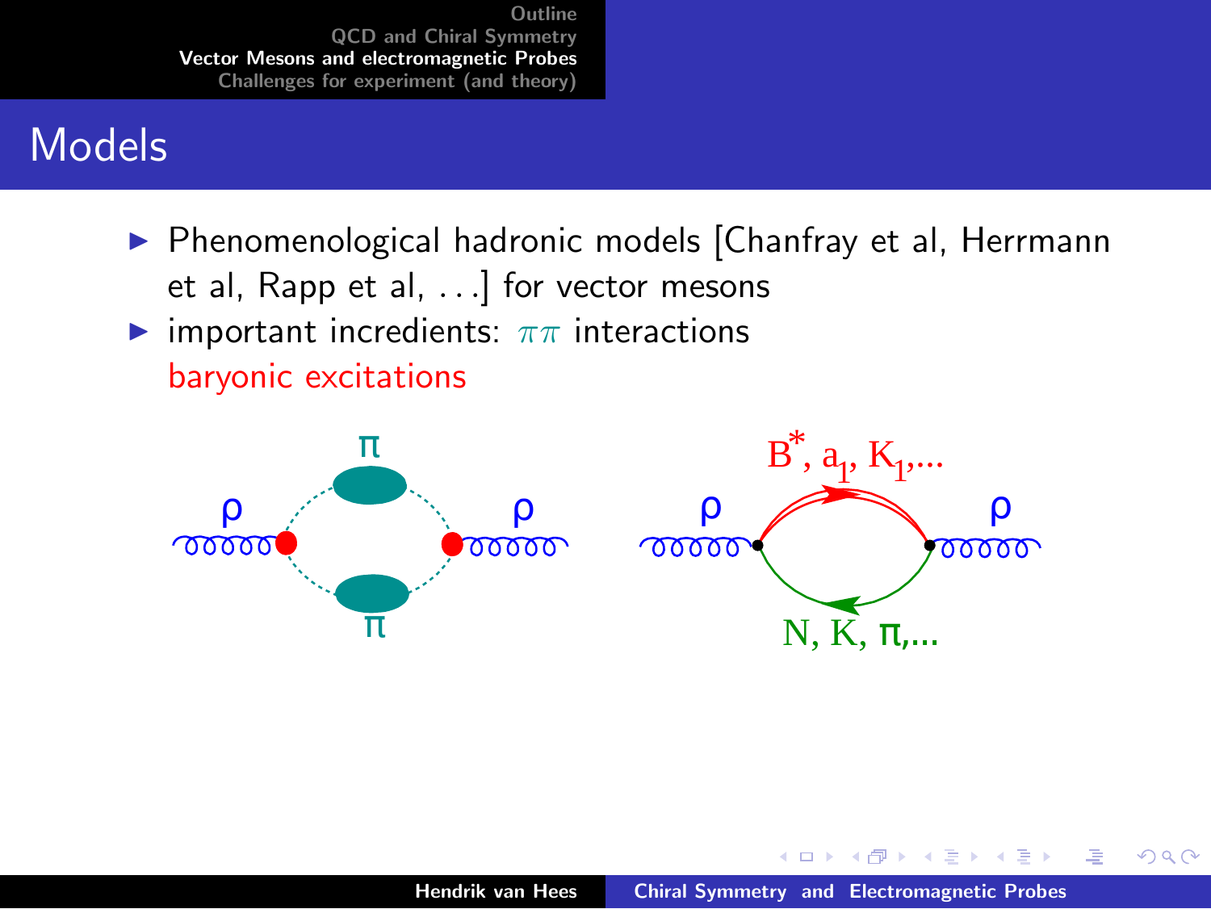# Models

- Phenomenological hadronic models [Chanfray et al, Herrmann et al, Rapp et al, ...] for vector mesons
- important incredients: $\pi\pi$ interactions
  baryonic excitations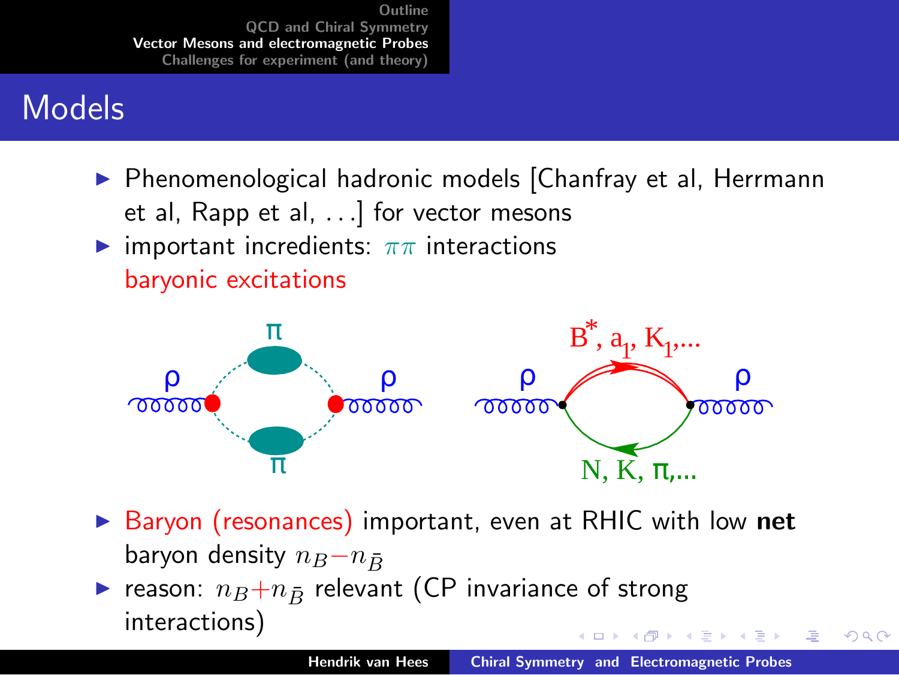# Models

- Phenomenological hadronic models [Chanfray et al, Herrmann et al, Rapp et al, ...] for vector mesons
- important incredients: $\pi\pi$ interactions
  baryonic excitations
- Baryon (resonances) important, even at RHIC with low **net** baryon density $n_B - n_{\bar{B}}$
- reason: $n_B + n_{\bar{B}}$ relevant (CP invariance of strong interactions)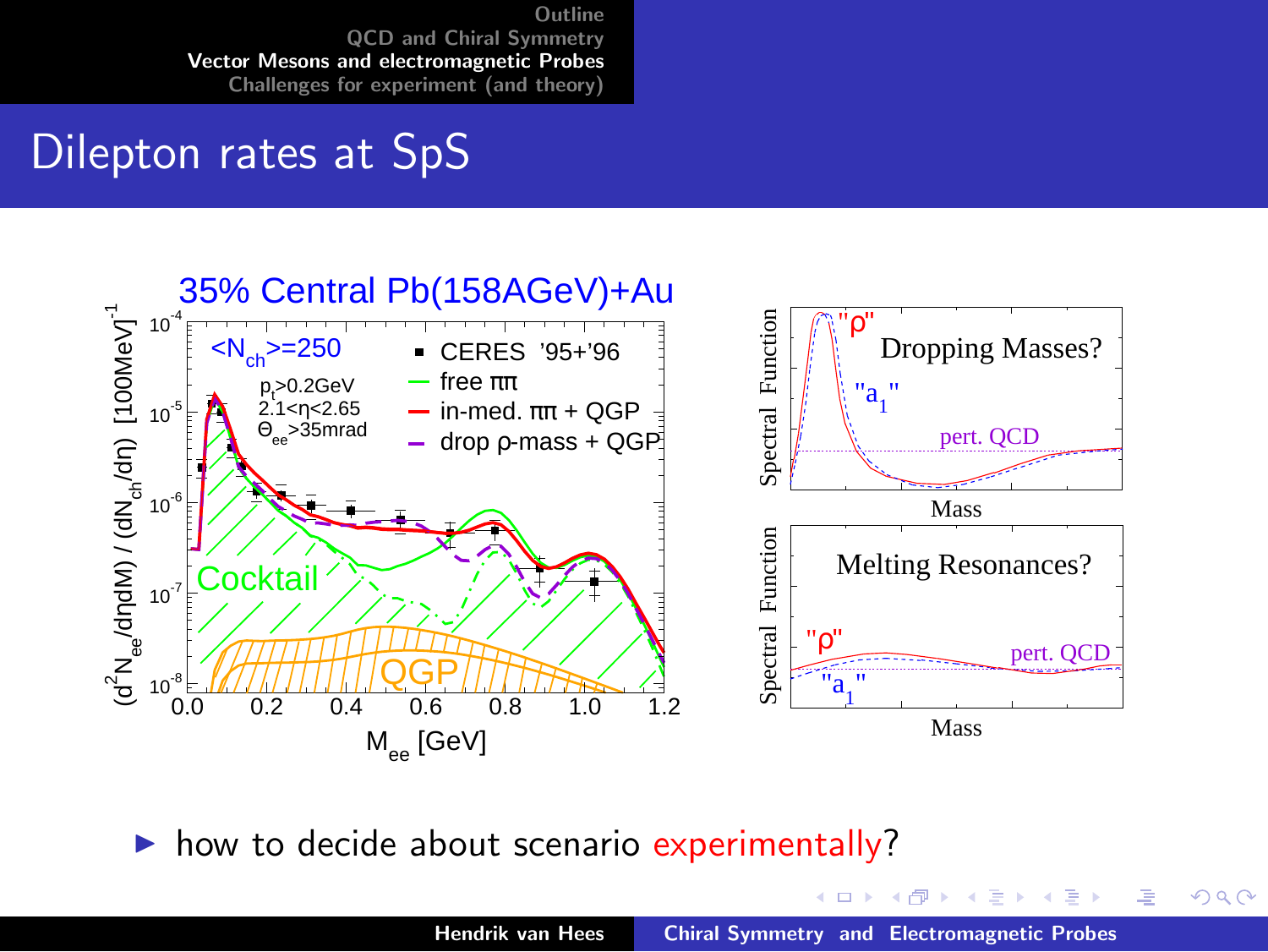# Dilepton rates at SpS

- how to decide about scenario experimentally?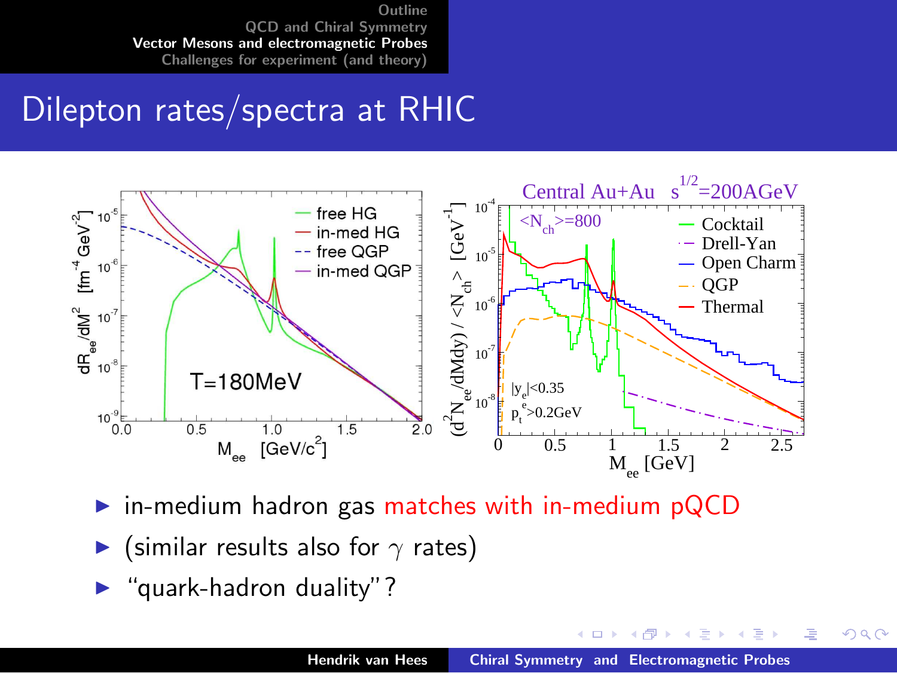# Dilepton rates/spectra at RHIC

- in-medium hadron gas matches with in-medium pQCD
- (similar results also for $\gamma$ rates)
- "quark-hadron duality"?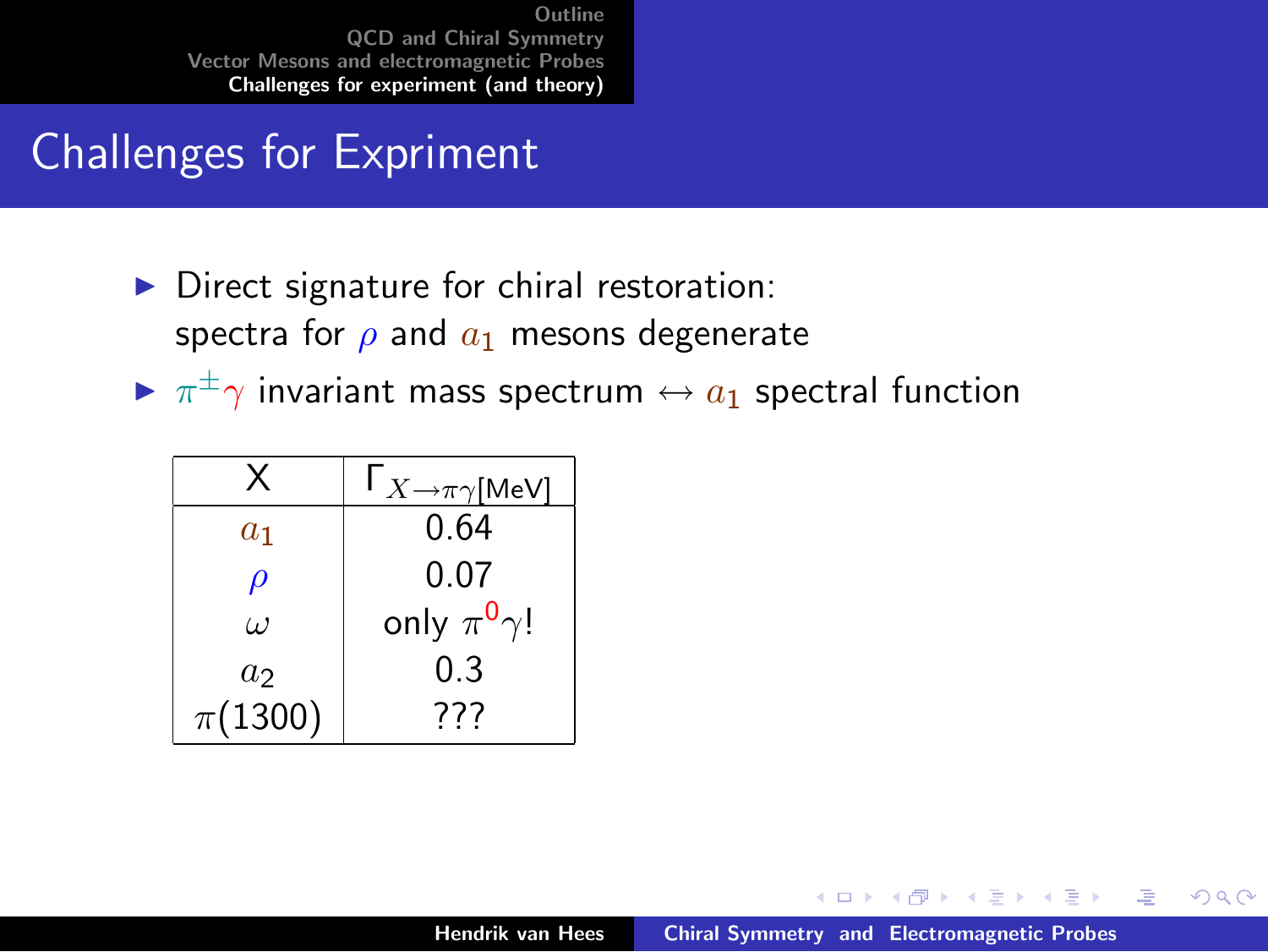# Challenges for Expriment

- Direct signature for chiral restoration: spectra for $\rho$ and $a_1$ mesons degenerate
- $\pi^{\pm}\gamma$ invariant mass spectrum $\leftrightarrow$ $a_1$ spectral function

| X | $\Gamma_{X\rightarrow\pi\gamma}$[MeV] |
|---|---|
| $a_1$ | 0.64 |
| $\rho$ | 0.07 |
| $\omega$ | only $\pi^0\gamma$! |
| $a_2$ | 0.3 |
| $\pi(1300)$ | ??? |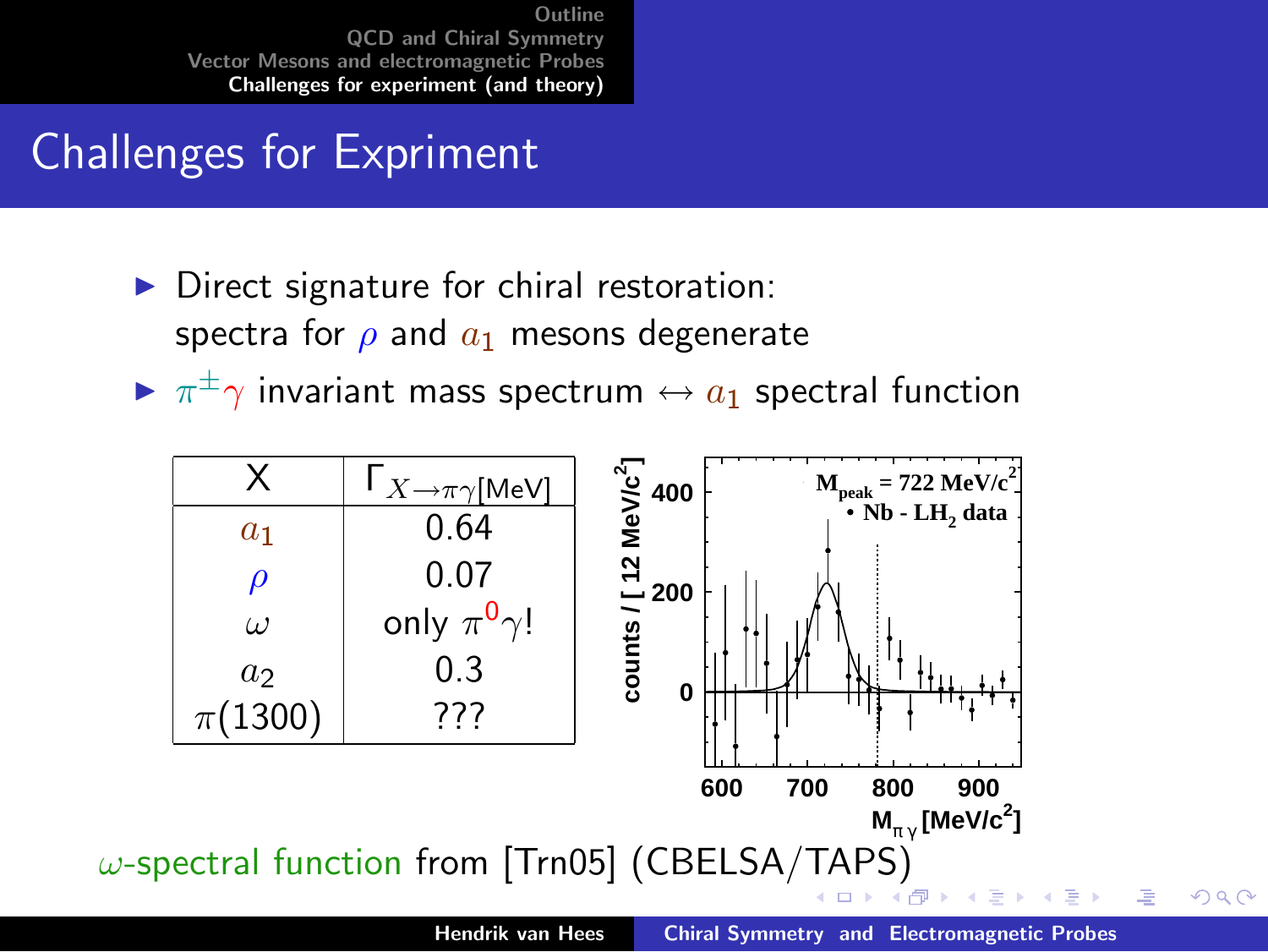# Challenges for Expriment

- Direct signature for chiral restoration: spectra for $\rho$ and $a_1$ mesons degenerate
- $\pi^{\pm}\gamma$ invariant mass spectrum $\leftrightarrow$ $a_1$ spectral function

| X | $\Gamma_{X \to \pi\gamma}$[MeV] |
|---|---|
| $a_1$ | 0.64 |
| $\rho$ | 0.07 |
| $\omega$ | only $\pi^0\gamma$! |
| $a_2$ | 0.3 |
| $\pi(1300)$ | ??? |

$\omega$-spectral function from [Trn05] (CBELSA/TAPS)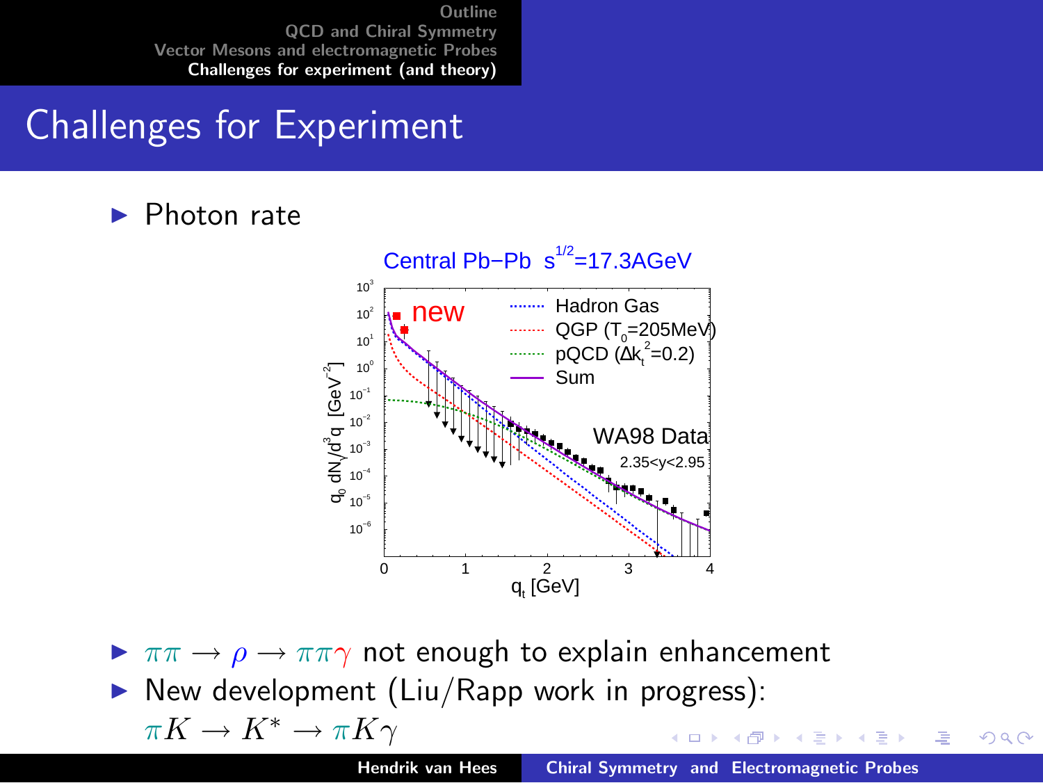# Challenges for Experiment

- Photon rate

- $\pi\pi \to \rho \to \pi\pi\gamma$ not enough to explain enhancement
- New development (Liu/Rapp work in progress): $\pi K \to K^* \to \pi K \gamma$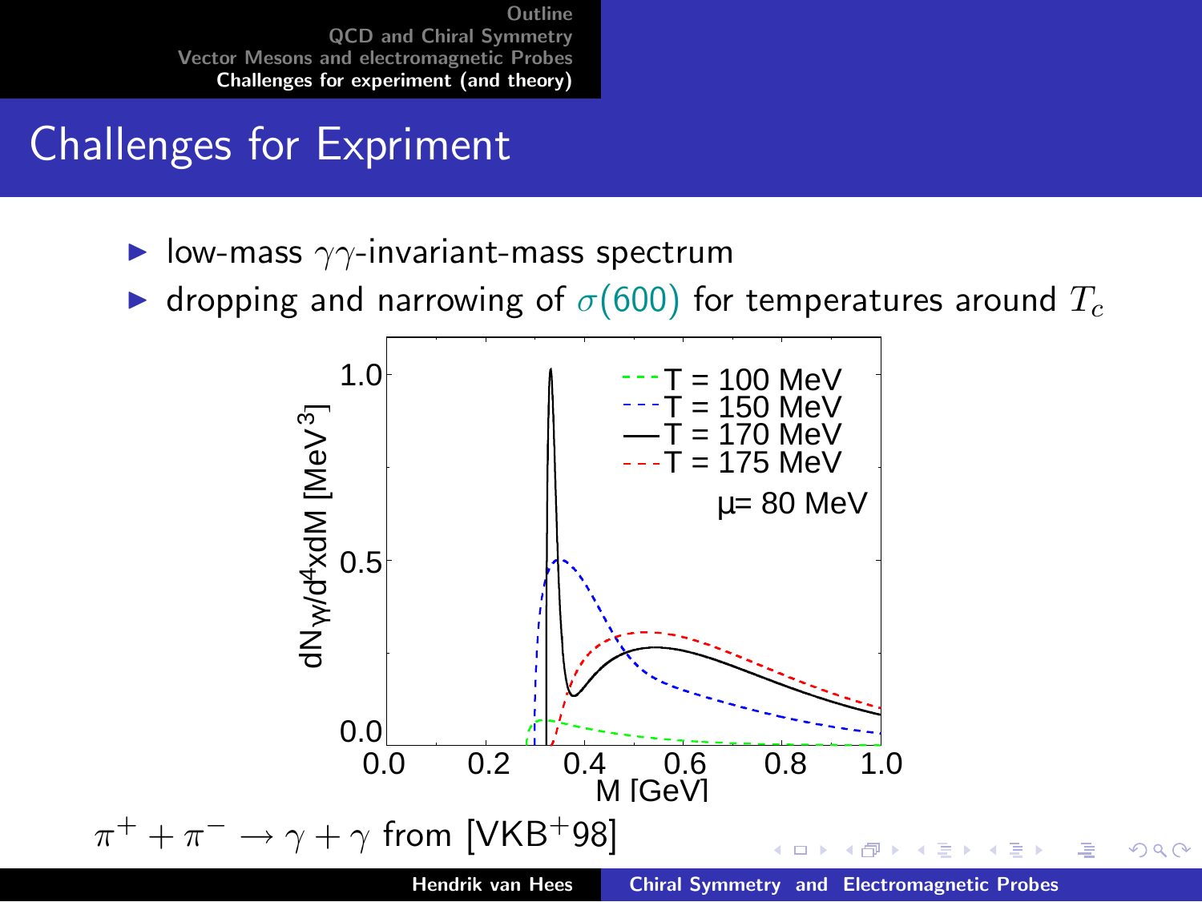# Challenges for Expriment

- low-mass $\gamma\gamma$-invariant-mass spectrum
- dropping and narrowing of $\sigma(600)$ for temperatures around $T_c$

$\pi^+ + \pi^- \to \gamma + \gamma$ from [VKB+98]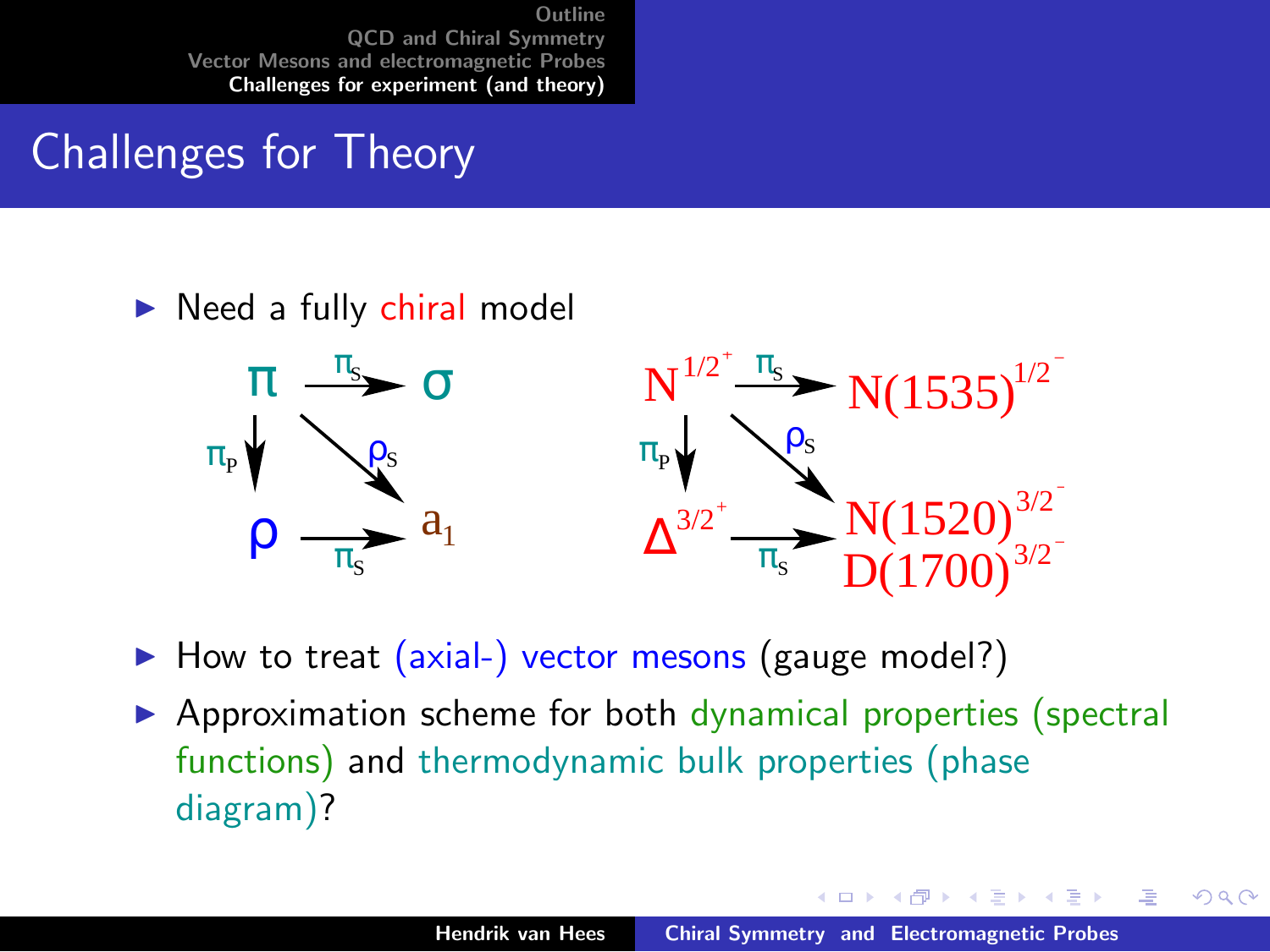# Challenges for Theory

- Need a fully chiral model

$$\pi \xrightarrow{\pi_S} \sigma, \quad \pi \xrightarrow{\pi_P} \rho, \quad \pi \xrightarrow{\rho_S} a_1, \quad \rho \xrightarrow{\pi_S} a_1$$

$$N^{1/2^+} \xrightarrow{\pi_S} N(1535)^{1/2^-}, \quad N^{1/2^+} \xrightarrow{\pi_P} \Delta^{3/2^+}, \quad N^{1/2^+} \xrightarrow{\rho_S} N(1520)^{3/2^-}, \quad \Delta^{3/2^+} \xrightarrow{\pi_S} N(1520)^{3/2^-}, D(1700)^{3/2^-}$$

- How to treat (axial-) vector mesons (gauge model?)
- Approximation scheme for both dynamical properties (spectral functions) and thermodynamic bulk properties (phase diagram)?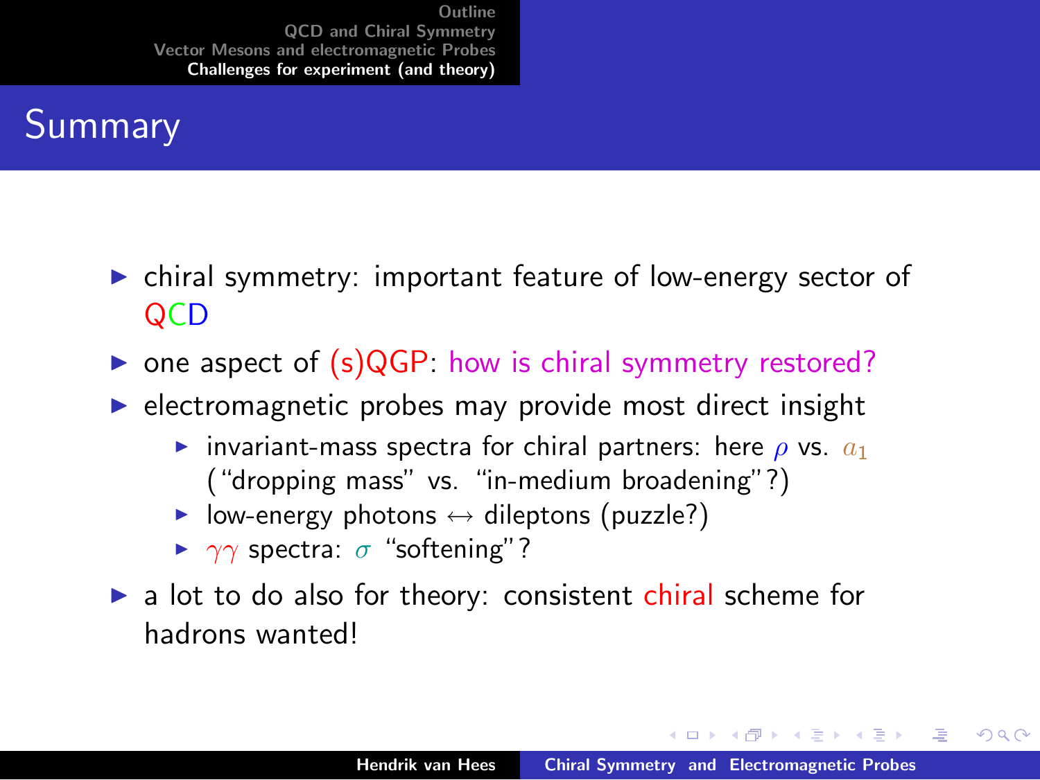# Summary

- chiral symmetry: important feature of low-energy sector of QCD
- one aspect of (s)QGP: how is chiral symmetry restored?
- electromagnetic probes may provide most direct insight
  - invariant-mass spectra for chiral partners: here $\rho$ vs. $a_1$ ("dropping mass" vs. "in-medium broadening"?)
  - low-energy photons $\leftrightarrow$ dileptons (puzzle?)
  - $\gamma\gamma$ spectra: $\sigma$ "softening"?
- a lot to do also for theory: consistent chiral scheme for hadrons wanted!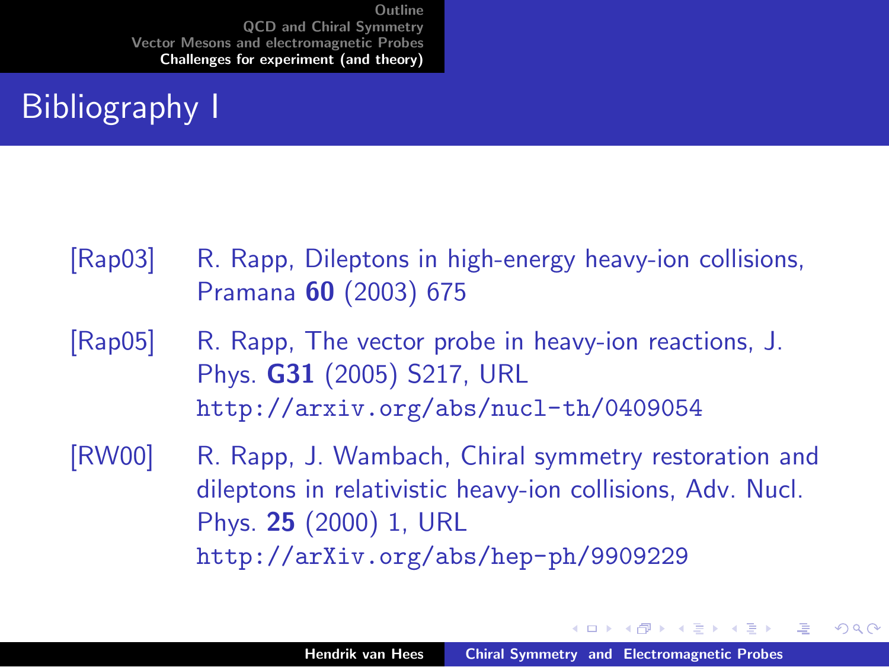# Bibliography I

[Rap03] R. Rapp, Dileptons in high-energy heavy-ion collisions, Pramana **60** (2003) 675

[Rap05] R. Rapp, The vector probe in heavy-ion reactions, J. Phys. **G31** (2005) S217, URL http://arxiv.org/abs/nucl-th/0409054

[RW00] R. Rapp, J. Wambach, Chiral symmetry restoration and dileptons in relativistic heavy-ion collisions, Adv. Nucl. Phys. **25** (2000) 1, URL http://arXiv.org/abs/hep-ph/9909229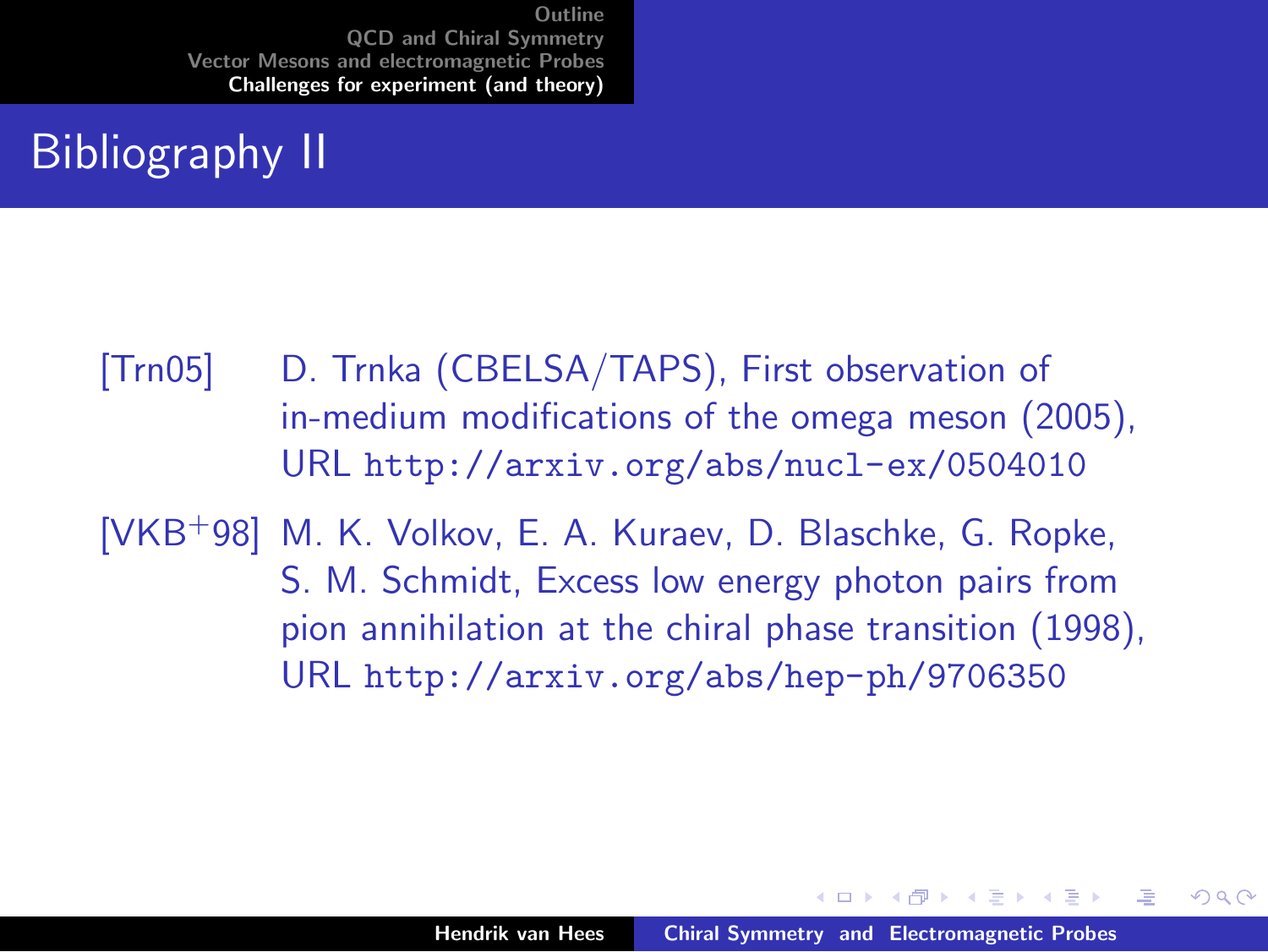# Bibliography II

[Trn05] D. Trnka (CBELSA/TAPS), First observation of in-medium modifications of the omega meson (2005), URL http://arxiv.org/abs/nucl-ex/0504010

[VKB+98] M. K. Volkov, E. A. Kuraev, D. Blaschke, G. Ropke, S. M. Schmidt, Excess low energy photon pairs from pion annihilation at the chiral phase transition (1998), URL http://arxiv.org/abs/hep-ph/9706350